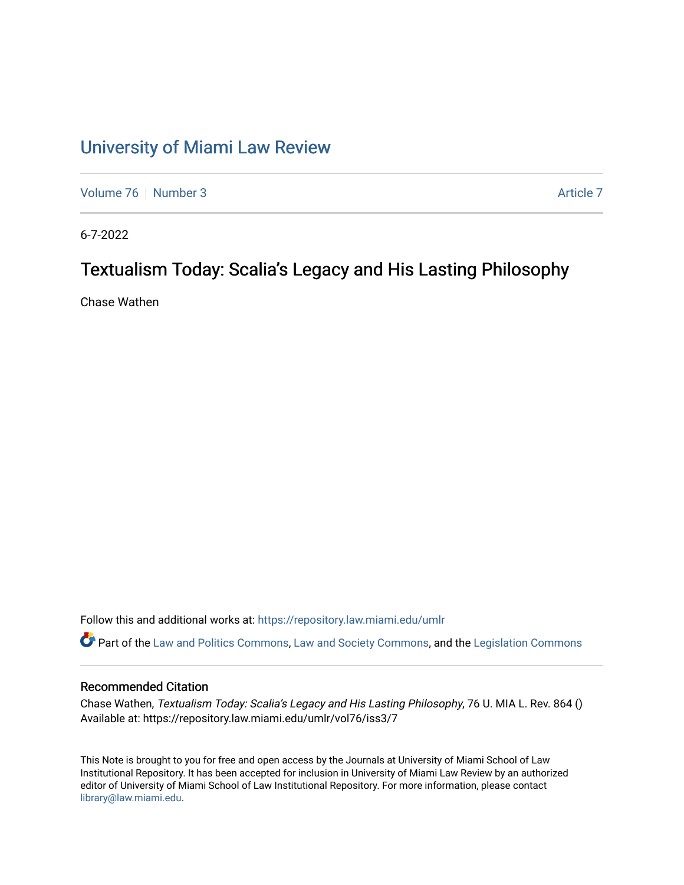# University of Miami Law Review

Volume 76 | Number 3 | Article 7

6-7-2022

## Textualism Today: Scalia's Legacy and His Lasting Philosophy

Chase Wathen

Follow this and additional works at: https://repository.law.miami.edu/umlr

Part of the Law and Politics Commons, Law and Society Commons, and the Legislation Commons

### Recommended Citation

Chase Wathen, *Textualism Today: Scalia's Legacy and His Lasting Philosophy*, 76 U. MIA L. Rev. 864 ()
Available at: https://repository.law.miami.edu/umlr/vol76/iss3/7

This Note is brought to you for free and open access by the Journals at University of Miami School of Law Institutional Repository. It has been accepted for inclusion in University of Miami Law Review by an authorized editor of University of Miami School of Law Institutional Repository. For more information, please contact library@law.miami.edu.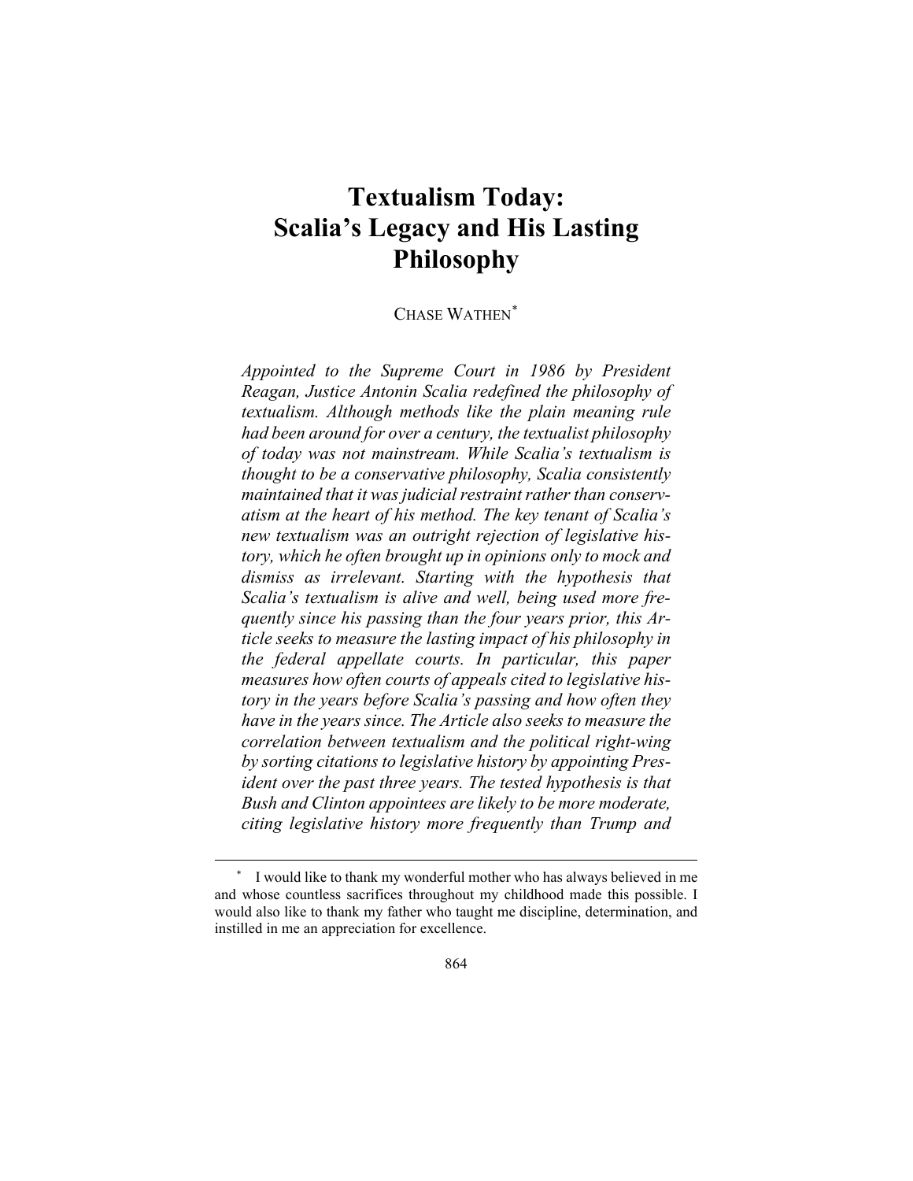# Textualism Today: Scalia's Legacy and His Lasting Philosophy

CHASE WATHEN[*]

*Appointed to the Supreme Court in 1986 by President Reagan, Justice Antonin Scalia redefined the philosophy of textualism. Although methods like the plain meaning rule had been around for over a century, the textualist philosophy of today was not mainstream. While Scalia's textualism is thought to be a conservative philosophy, Scalia consistently maintained that it was judicial restraint rather than conservatism at the heart of his method. The key tenant of Scalia's new textualism was an outright rejection of legislative history, which he often brought up in opinions only to mock and dismiss as irrelevant. Starting with the hypothesis that Scalia's textualism is alive and well, being used more frequently since his passing than the four years prior, this Article seeks to measure the lasting impact of his philosophy in the federal appellate courts. In particular, this paper measures how often courts of appeals cited to legislative history in the years before Scalia's passing and how often they have in the years since. The Article also seeks to measure the correlation between textualism and the political right-wing by sorting citations to legislative history by appointing President over the past three years. The tested hypothesis is that Bush and Clinton appointees are likely to be more moderate, citing legislative history more frequently than Trump and*

---

[*] I would like to thank my wonderful mother who has always believed in me and whose countless sacrifices throughout my childhood made this possible. I would also like to thank my father who taught me discipline, determination, and instilled in me an appreciation for excellence.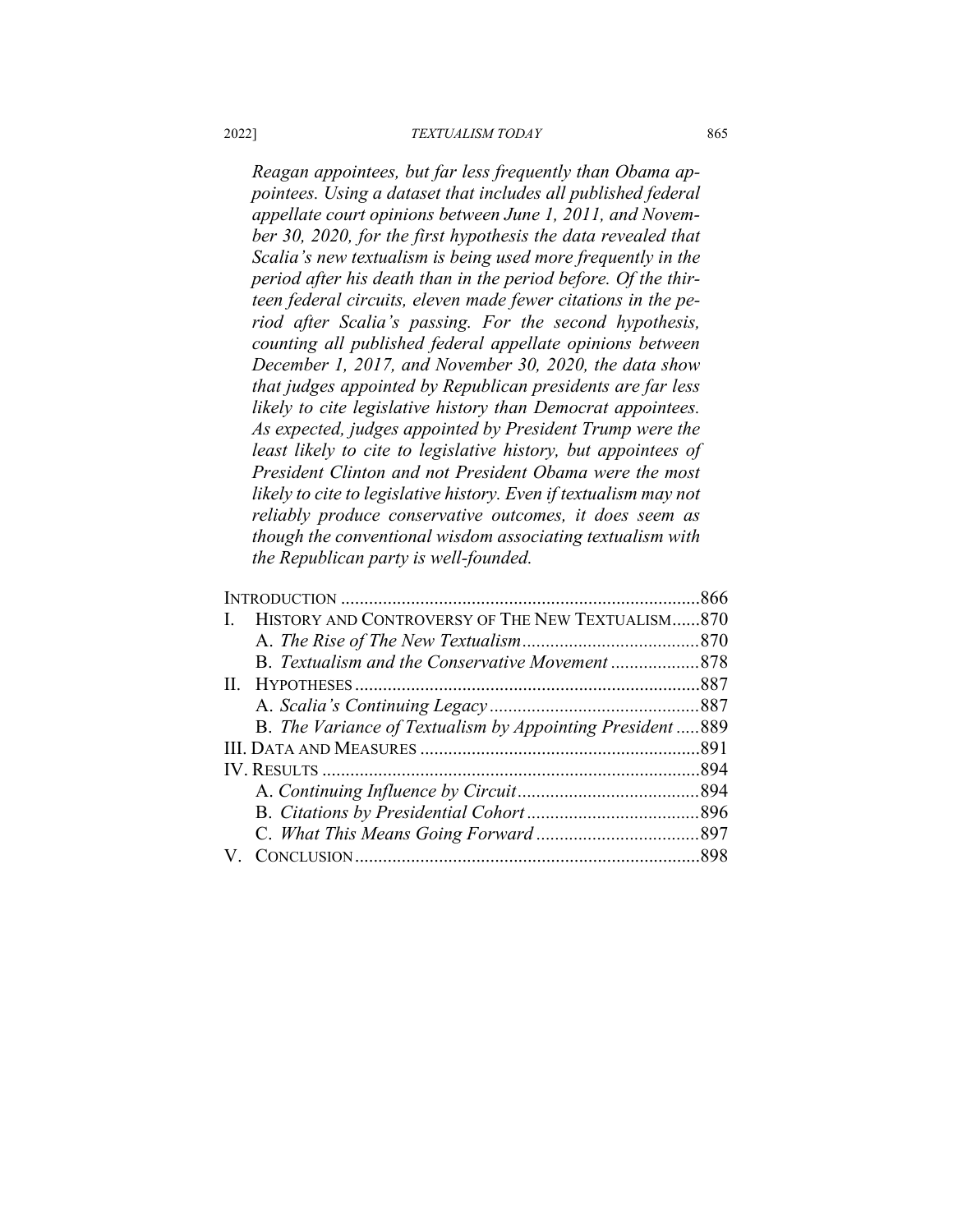*Reagan appointees, but far less frequently than Obama appointees. Using a dataset that includes all published federal appellate court opinions between June 1, 2011, and November 30, 2020, for the first hypothesis the data revealed that Scalia's new textualism is being used more frequently in the period after his death than in the period before. Of the thirteen federal circuits, eleven made fewer citations in the period after Scalia's passing. For the second hypothesis, counting all published federal appellate opinions between December 1, 2017, and November 30, 2020, the data show that judges appointed by Republican presidents are far less likely to cite legislative history than Democrat appointees. As expected, judges appointed by President Trump were the least likely to cite to legislative history, but appointees of President Clinton and not President Obama were the most likely to cite to legislative history. Even if textualism may not reliably produce conservative outcomes, it does seem as though the conventional wisdom associating textualism with the Republican party is well-founded.*

INTRODUCTION ............................................................................866
I. HISTORY AND CONTROVERSY OF THE NEW TEXTUALISM......870
  A. *The Rise of The New Textualism*......................................870
  B. *Textualism and the Conservative Movement* ...................878
II. HYPOTHESES..........................................................................887
  A. *Scalia's Continuing Legacy*.............................................887
  B. *The Variance of Textualism by Appointing President* .....889
III. DATA AND MEASURES ............................................................891
IV. RESULTS .................................................................................894
  A. *Continuing Influence by Circuit*.......................................894
  B. *Citations by Presidential Cohort*.....................................896
  C. *What This Means Going Forward* ...................................897
V. CONCLUSION..........................................................................898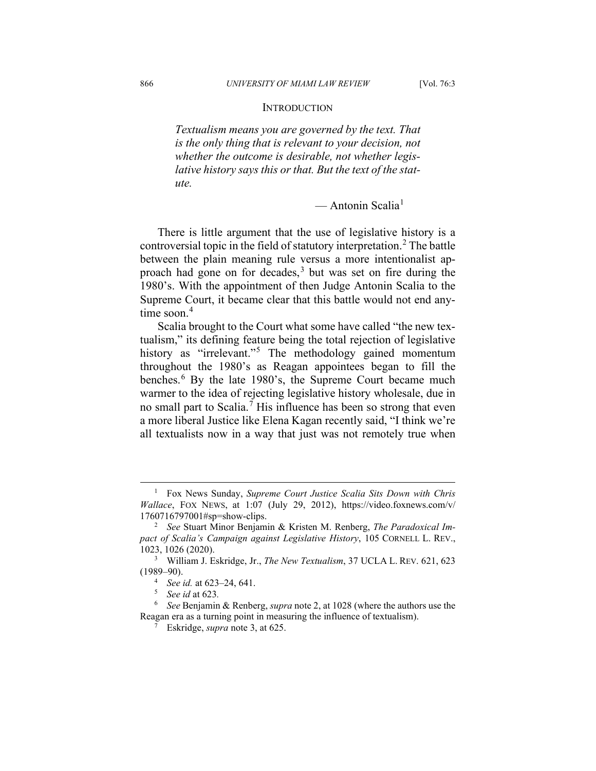## INTRODUCTION

> *Textualism means you are governed by the text. That is the only thing that is relevant to your decision, not whether the outcome is desirable, not whether legislative history says this or that. But the text of the statute.*
>
> — Antonin Scalia[1]

There is little argument that the use of legislative history is a controversial topic in the field of statutory interpretation.[2] The battle between the plain meaning rule versus a more intentionalist approach had gone on for decades,[3] but was set on fire during the 1980's. With the appointment of then Judge Antonin Scalia to the Supreme Court, it became clear that this battle would not end anytime soon.[4]

Scalia brought to the Court what some have called "the new textualism," its defining feature being the total rejection of legislative history as "irrelevant."[5] The methodology gained momentum throughout the 1980's as Reagan appointees began to fill the benches.[6] By the late 1980's, the Supreme Court became much warmer to the idea of rejecting legislative history wholesale, due in no small part to Scalia.[7] His influence has been so strong that even a more liberal Justice like Elena Kagan recently said, "I think we're all textualists now in a way that just was not remotely true when

---

[1] Fox News Sunday, *Supreme Court Justice Scalia Sits Down with Chris Wallace*, FOX NEWS, at 1:07 (July 29, 2012), https://video.foxnews.com/v/1760716797001#sp=show-clips.

[2] *See* Stuart Minor Benjamin & Kristen M. Renberg, *The Paradoxical Impact of Scalia's Campaign against Legislative History*, 105 CORNELL L. REV., 1023, 1026 (2020).

[3] William J. Eskridge, Jr., *The New Textualism*, 37 UCLA L. REV. 621, 623 (1989–90).

[4] *See id.* at 623–24, 641.

[5] *See id* at 623.

[6] *See* Benjamin & Renberg, *supra* note 2, at 1028 (where the authors use the Reagan era as a turning point in measuring the influence of textualism).

[7] Eskridge, *supra* note 3, at 625.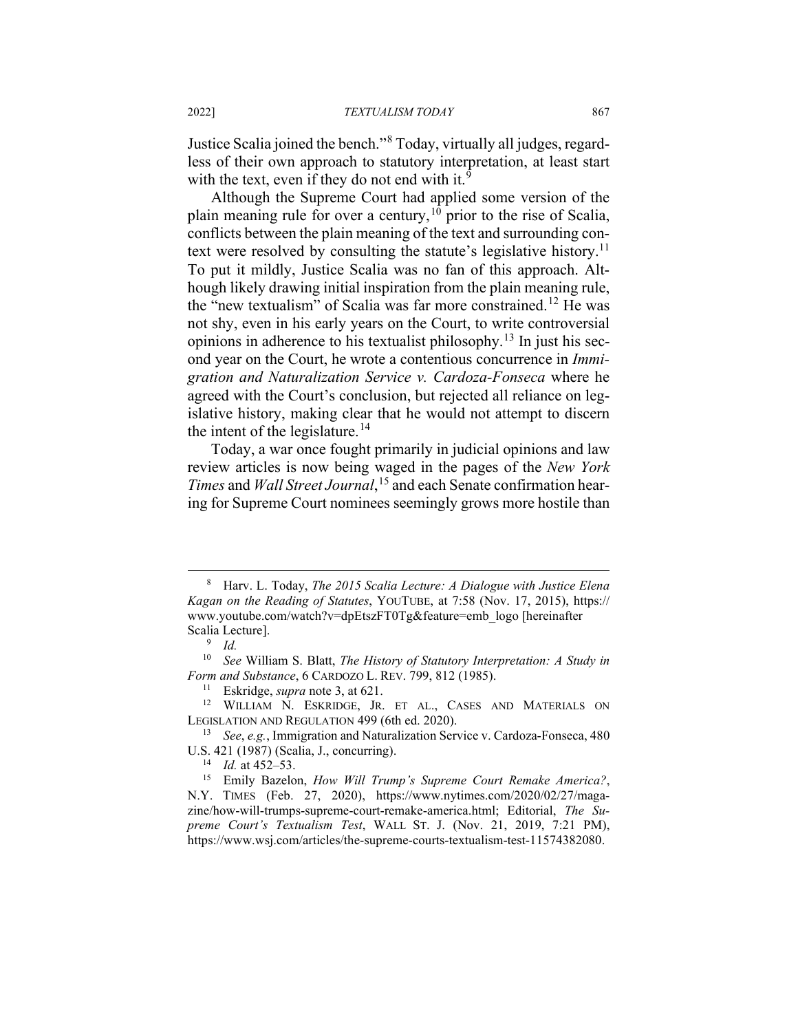Justice Scalia joined the bench."[8] Today, virtually all judges, regardless of their own approach to statutory interpretation, at least start with the text, even if they do not end with it.[9]

Although the Supreme Court had applied some version of the plain meaning rule for over a century,[10] prior to the rise of Scalia, conflicts between the plain meaning of the text and surrounding context were resolved by consulting the statute's legislative history.[11] To put it mildly, Justice Scalia was no fan of this approach. Although likely drawing initial inspiration from the plain meaning rule, the "new textualism" of Scalia was far more constrained.[12] He was not shy, even in his early years on the Court, to write controversial opinions in adherence to his textualist philosophy.[13] In just his second year on the Court, he wrote a contentious concurrence in *Immigration and Naturalization Service v. Cardoza-Fonseca* where he agreed with the Court's conclusion, but rejected all reliance on legislative history, making clear that he would not attempt to discern the intent of the legislature.[14]

Today, a war once fought primarily in judicial opinions and law review articles is now being waged in the pages of the *New York Times* and *Wall Street Journal*,[15] and each Senate confirmation hearing for Supreme Court nominees seemingly grows more hostile than

---

[8] Harv. L. Today, *The 2015 Scalia Lecture: A Dialogue with Justice Elena Kagan on the Reading of Statutes*, YOUTUBE, at 7:58 (Nov. 17, 2015), https://www.youtube.com/watch?v=dpEtszFT0Tg&feature=emb_logo [hereinafter Scalia Lecture].

[9] *Id.*

[10] *See* William S. Blatt, *The History of Statutory Interpretation: A Study in Form and Substance*, 6 CARDOZO L. REV. 799, 812 (1985).

[11] Eskridge, *supra* note 3, at 621.

[12] WILLIAM N. ESKRIDGE, JR. ET AL., CASES AND MATERIALS ON LEGISLATION AND REGULATION 499 (6th ed. 2020).

[13] *See*, *e.g.*, Immigration and Naturalization Service v. Cardoza-Fonseca, 480 U.S. 421 (1987) (Scalia, J., concurring).

[14] *Id.* at 452–53.

[15] Emily Bazelon, *How Will Trump's Supreme Court Remake America?*, N.Y. TIMES (Feb. 27, 2020), https://www.nytimes.com/2020/02/27/magazine/how-will-trumps-supreme-court-remake-america.html; Editorial, *The Supreme Court's Textualism Test*, WALL ST. J. (Nov. 21, 2019, 7:21 PM), https://www.wsj.com/articles/the-supreme-courts-textualism-test-11574382080.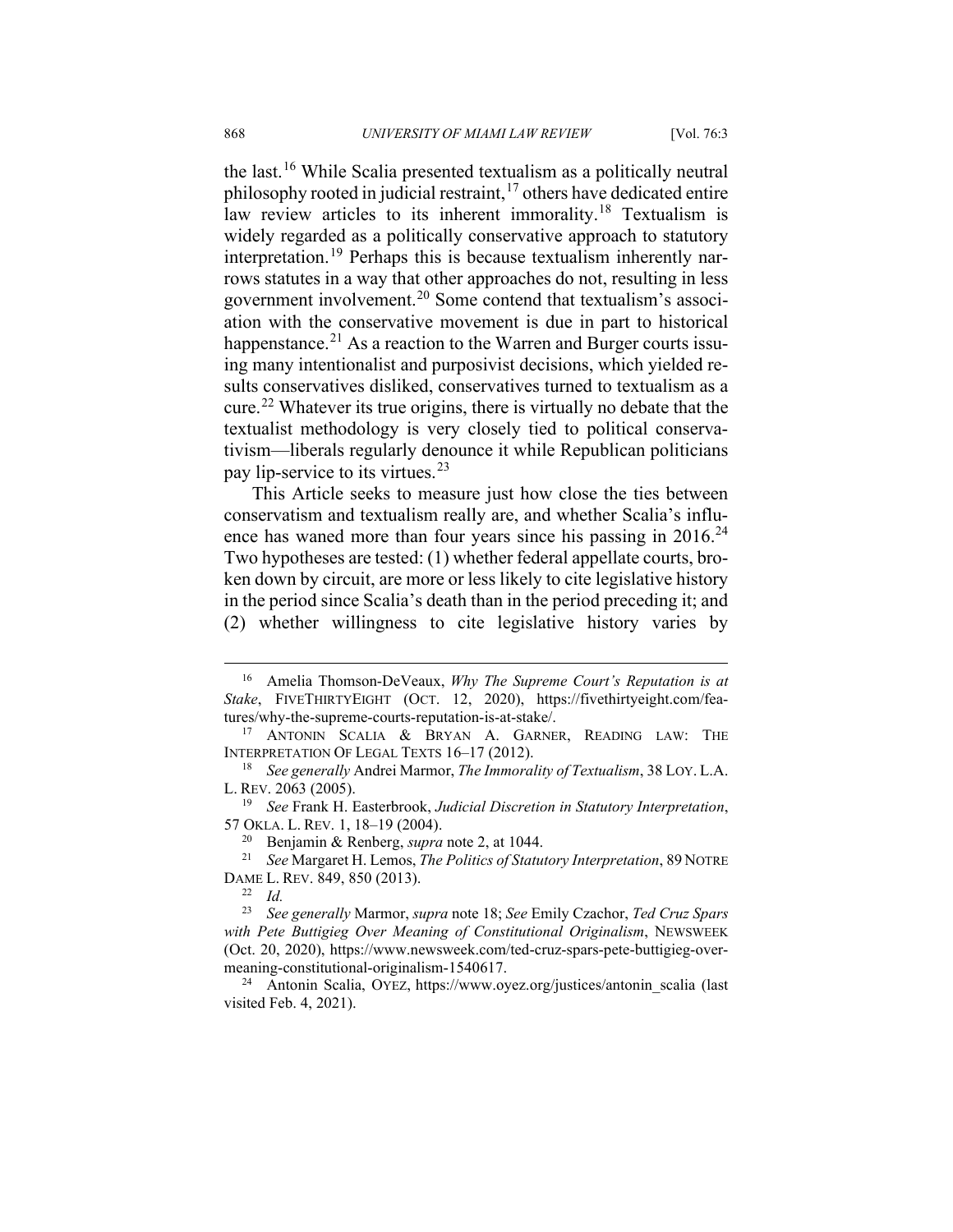the last.[16] While Scalia presented textualism as a politically neutral philosophy rooted in judicial restraint,[17] others have dedicated entire law review articles to its inherent immorality.[18] Textualism is widely regarded as a politically conservative approach to statutory interpretation.[19] Perhaps this is because textualism inherently narrows statutes in a way that other approaches do not, resulting in less government involvement.[20] Some contend that textualism's association with the conservative movement is due in part to historical happenstance.[21] As a reaction to the Warren and Burger courts issuing many intentionalist and purposivist decisions, which yielded results conservatives disliked, conservatives turned to textualism as a cure.[22] Whatever its true origins, there is virtually no debate that the textualist methodology is very closely tied to political conservatism—liberals regularly denounce it while Republican politicians pay lip-service to its virtues.[23]

This Article seeks to measure just how close the ties between conservatism and textualism really are, and whether Scalia's influence has waned more than four years since his passing in 2016.[24] Two hypotheses are tested: (1) whether federal appellate courts, broken down by circuit, are more or less likely to cite legislative history in the period since Scalia's death than in the period preceding it; and (2) whether willingness to cite legislative history varies by

---

[16] Amelia Thomson-DeVeaux, *Why The Supreme Court's Reputation is at Stake*, FIVETHIRTYEIGHT (OCT. 12, 2020), https://fivethirtyeight.com/features/why-the-supreme-courts-reputation-is-at-stake/.

[17] ANTONIN SCALIA & BRYAN A. GARNER, READING LAW: THE INTERPRETATION OF LEGAL TEXTS 16–17 (2012).

[18] *See generally* Andrei Marmor, *The Immorality of Textualism*, 38 LOY. L.A. L. REV. 2063 (2005).

[19] *See* Frank H. Easterbrook, *Judicial Discretion in Statutory Interpretation*, 57 OKLA. L. REV. 1, 18–19 (2004).

[20] Benjamin & Renberg, *supra* note 2, at 1044.

[21] *See* Margaret H. Lemos, *The Politics of Statutory Interpretation*, 89 NOTRE DAME L. REV. 849, 850 (2013).

[22] *Id.*

[23] *See generally* Marmor, *supra* note 18; *See* Emily Czachor, *Ted Cruz Spars with Pete Buttigieg Over Meaning of Constitutional Originalism*, NEWSWEEK (Oct. 20, 2020), https://www.newsweek.com/ted-cruz-spars-pete-buttigieg-over-meaning-constitutional-originalism-1540617.

[24] Antonin Scalia, OYEZ, https://www.oyez.org/justices/antonin_scalia (last visited Feb. 4, 2021).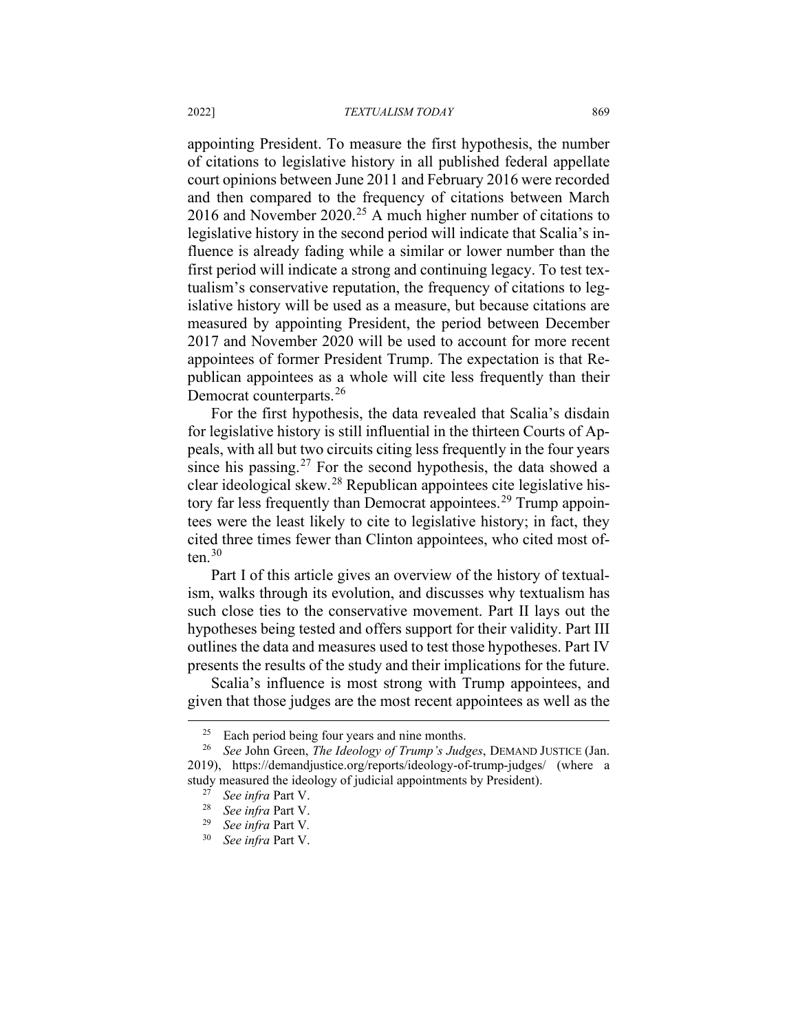appointing President. To measure the first hypothesis, the number of citations to legislative history in all published federal appellate court opinions between June 2011 and February 2016 were recorded and then compared to the frequency of citations between March 2016 and November 2020.[25] A much higher number of citations to legislative history in the second period will indicate that Scalia's influence is already fading while a similar or lower number than the first period will indicate a strong and continuing legacy. To test textualism's conservative reputation, the frequency of citations to legislative history will be used as a measure, but because citations are measured by appointing President, the period between December 2017 and November 2020 will be used to account for more recent appointees of former President Trump. The expectation is that Republican appointees as a whole will cite less frequently than their Democrat counterparts.[26]

For the first hypothesis, the data revealed that Scalia's disdain for legislative history is still influential in the thirteen Courts of Appeals, with all but two circuits citing less frequently in the four years since his passing.[27] For the second hypothesis, the data showed a clear ideological skew.[28] Republican appointees cite legislative history far less frequently than Democrat appointees.[29] Trump appointees were the least likely to cite to legislative history; in fact, they cited three times fewer than Clinton appointees, who cited most often.[30]

Part I of this article gives an overview of the history of textualism, walks through its evolution, and discusses why textualism has such close ties to the conservative movement. Part II lays out the hypotheses being tested and offers support for their validity. Part III outlines the data and measures used to test those hypotheses. Part IV presents the results of the study and their implications for the future.

Scalia's influence is most strong with Trump appointees, and given that those judges are the most recent appointees as well as the

---

[25] Each period being four years and nine months.

[26] *See* John Green, *The Ideology of Trump's Judges*, DEMAND JUSTICE (Jan. 2019), https://demandjustice.org/reports/ideology-of-trump-judges/ (where a study measured the ideology of judicial appointments by President).

[27] *See infra* Part V.

[28] *See infra* Part V.

[29] *See infra* Part V.

[30] *See infra* Part V.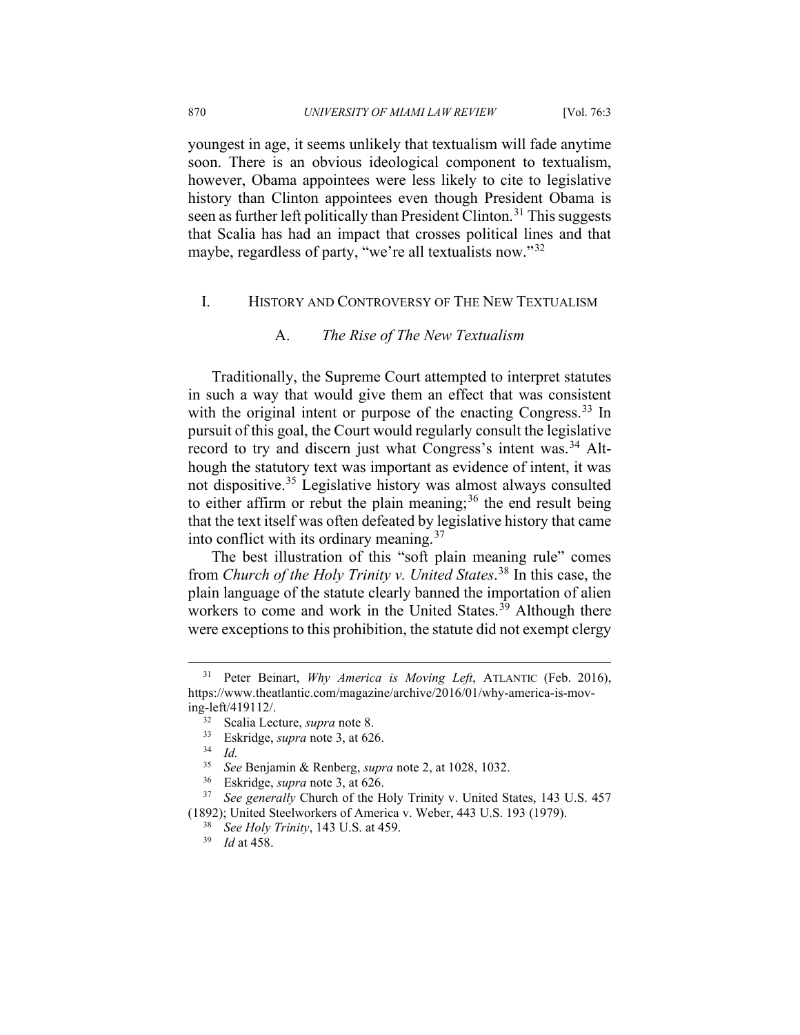youngest in age, it seems unlikely that textualism will fade anytime soon. There is an obvious ideological component to textualism, however, Obama appointees were less likely to cite to legislative history than Clinton appointees even though President Obama is seen as further left politically than President Clinton.[31] This suggests that Scalia has had an impact that crosses political lines and that maybe, regardless of party, "we're all textualists now."[32]

## I. HISTORY AND CONTROVERSY OF THE NEW TEXTUALISM

### A. *The Rise of The New Textualism*

Traditionally, the Supreme Court attempted to interpret statutes in such a way that would give them an effect that was consistent with the original intent or purpose of the enacting Congress.[33] In pursuit of this goal, the Court would regularly consult the legislative record to try and discern just what Congress's intent was.[34] Although the statutory text was important as evidence of intent, it was not dispositive.[35] Legislative history was almost always consulted to either affirm or rebut the plain meaning;[36] the end result being that the text itself was often defeated by legislative history that came into conflict with its ordinary meaning.[37]

The best illustration of this "soft plain meaning rule" comes from *Church of the Holy Trinity v. United States*.[38] In this case, the plain language of the statute clearly banned the importation of alien workers to come and work in the United States.[39] Although there were exceptions to this prohibition, the statute did not exempt clergy

---

[31] Peter Beinart, *Why America is Moving Left*, ATLANTIC (Feb. 2016), https://www.theatlantic.com/magazine/archive/2016/01/why-america-is-moving-left/419112/.

[32] Scalia Lecture, *supra* note 8.

[33] Eskridge, *supra* note 3, at 626.

[34] *Id.*

[35] *See* Benjamin & Renberg, *supra* note 2, at 1028, 1032.

[36] Eskridge, *supra* note 3, at 626.

[37] *See generally* Church of the Holy Trinity v. United States, 143 U.S. 457 (1892); United Steelworkers of America v. Weber, 443 U.S. 193 (1979).

[38] *See Holy Trinity*, 143 U.S. at 459.

[39] *Id* at 458.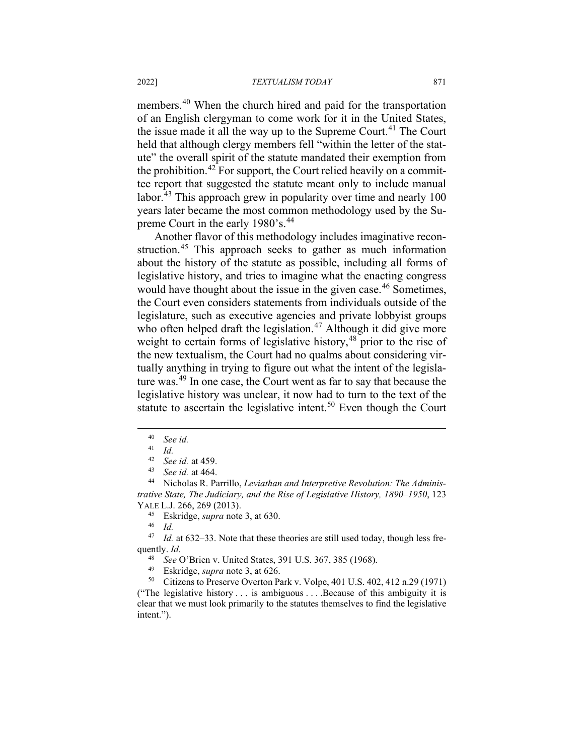members.[40] When the church hired and paid for the transportation of an English clergyman to come work for it in the United States, the issue made it all the way up to the Supreme Court.[41] The Court held that although clergy members fell "within the letter of the statute" the overall spirit of the statute mandated their exemption from the prohibition.[42] For support, the Court relied heavily on a committee report that suggested the statute meant only to include manual labor.[43] This approach grew in popularity over time and nearly 100 years later became the most common methodology used by the Supreme Court in the early 1980's.[44]

Another flavor of this methodology includes imaginative reconstruction.[45] This approach seeks to gather as much information about the history of the statute as possible, including all forms of legislative history, and tries to imagine what the enacting congress would have thought about the issue in the given case.[46] Sometimes, the Court even considers statements from individuals outside of the legislature, such as executive agencies and private lobbyist groups who often helped draft the legislation.[47] Although it did give more weight to certain forms of legislative history,[48] prior to the rise of the new textualism, the Court had no qualms about considering virtually anything in trying to figure out what the intent of the legislature was.[49] In one case, the Court went as far to say that because the legislative history was unclear, it now had to turn to the text of the statute to ascertain the legislative intent.[50] Even though the Court

---

[40] *See id.*

[41] *Id.*

[42] *See id.* at 459.

[43] *See id.* at 464.

[44] Nicholas R. Parrillo, *Leviathan and Interpretive Revolution: The Administrative State, The Judiciary, and the Rise of Legislative History, 1890–1950*, 123 YALE L.J. 266, 269 (2013).

[45] Eskridge, *supra* note 3, at 630.

[46] *Id.*

[47] *Id.* at 632–33. Note that these theories are still used today, though less frequently. *Id.*

[48] *See* O'Brien v. United States, 391 U.S. 367, 385 (1968).

[49] Eskridge, *supra* note 3, at 626.

[50] Citizens to Preserve Overton Park v. Volpe, 401 U.S. 402, 412 n.29 (1971) ("The legislative history . . . is ambiguous . . . .Because of this ambiguity it is clear that we must look primarily to the statutes themselves to find the legislative intent.").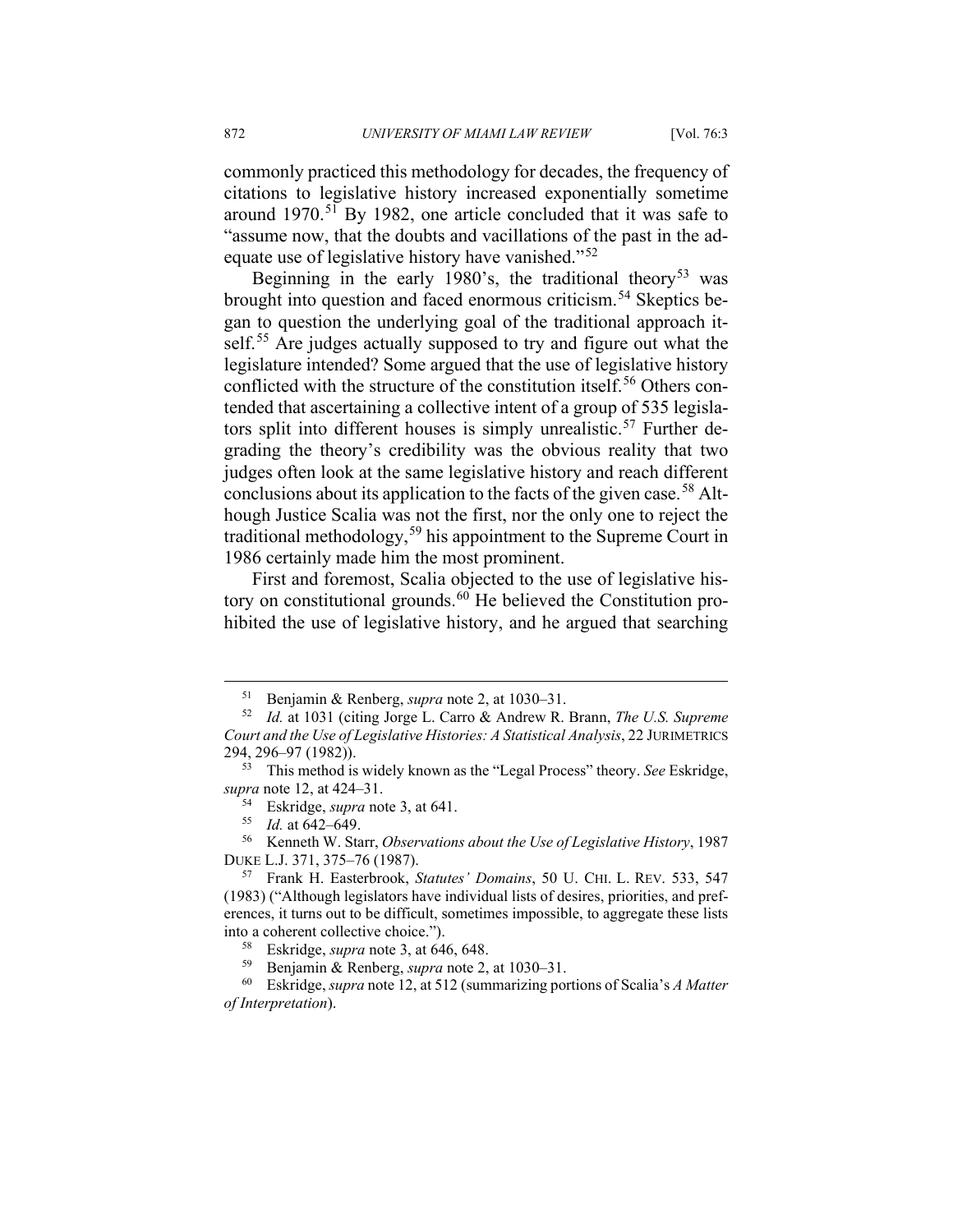commonly practiced this methodology for decades, the frequency of citations to legislative history increased exponentially sometime around 1970.[51] By 1982, one article concluded that it was safe to "assume now, that the doubts and vacillations of the past in the adequate use of legislative history have vanished."[52]

Beginning in the early 1980's, the traditional theory[53] was brought into question and faced enormous criticism.[54] Skeptics began to question the underlying goal of the traditional approach itself.[55] Are judges actually supposed to try and figure out what the legislature intended? Some argued that the use of legislative history conflicted with the structure of the constitution itself.[56] Others contended that ascertaining a collective intent of a group of 535 legislators split into different houses is simply unrealistic.[57] Further degrading the theory's credibility was the obvious reality that two judges often look at the same legislative history and reach different conclusions about its application to the facts of the given case.[58] Although Justice Scalia was not the first, nor the only one to reject the traditional methodology,[59] his appointment to the Supreme Court in 1986 certainly made him the most prominent.

First and foremost, Scalia objected to the use of legislative history on constitutional grounds.[60] He believed the Constitution prohibited the use of legislative history, and he argued that searching

---

[51] Benjamin & Renberg, *supra* note 2, at 1030–31.

[52] *Id.* at 1031 (citing Jorge L. Carro & Andrew R. Brann, *The U.S. Supreme Court and the Use of Legislative Histories: A Statistical Analysis*, 22 JURIMETRICS 294, 296–97 (1982)).

[53] This method is widely known as the "Legal Process" theory. *See* Eskridge, *supra* note 12, at 424–31.

[54] Eskridge, *supra* note 3, at 641.

[55] *Id.* at 642–649.

[56] Kenneth W. Starr, *Observations about the Use of Legislative History*, 1987 DUKE L.J. 371, 375–76 (1987).

[57] Frank H. Easterbrook, *Statutes' Domains*, 50 U. CHI. L. REV. 533, 547 (1983) ("Although legislators have individual lists of desires, priorities, and preferences, it turns out to be difficult, sometimes impossible, to aggregate these lists into a coherent collective choice.").

[58] Eskridge, *supra* note 3, at 646, 648.

[59] Benjamin & Renberg, *supra* note 2, at 1030–31.

[60] Eskridge, *supra* note 12, at 512 (summarizing portions of Scalia's *A Matter of Interpretation*).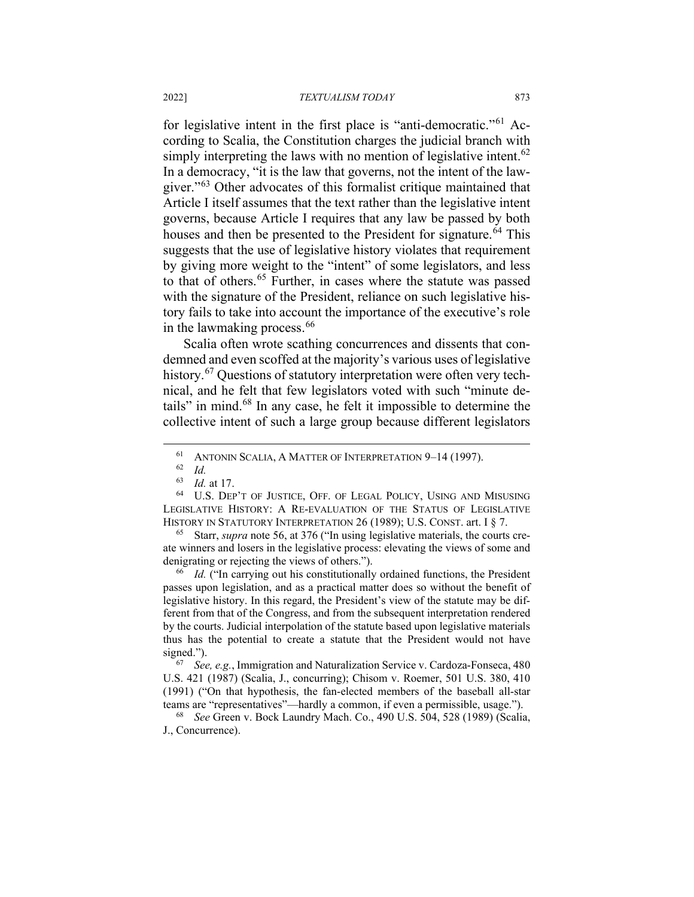for legislative intent in the first place is "anti-democratic."[61] According to Scalia, the Constitution charges the judicial branch with simply interpreting the laws with no mention of legislative intent.[62] In a democracy, "it is the law that governs, not the intent of the lawgiver."[63] Other advocates of this formalist critique maintained that Article I itself assumes that the text rather than the legislative intent governs, because Article I requires that any law be passed by both houses and then be presented to the President for signature.[64] This suggests that the use of legislative history violates that requirement by giving more weight to the "intent" of some legislators, and less to that of others.[65] Further, in cases where the statute was passed with the signature of the President, reliance on such legislative history fails to take into account the importance of the executive's role in the lawmaking process.[66]

Scalia often wrote scathing concurrences and dissents that condemned and even scoffed at the majority's various uses of legislative history.[67] Questions of statutory interpretation were often very technical, and he felt that few legislators voted with such "minute details" in mind.[68] In any case, he felt it impossible to determine the collective intent of such a large group because different legislators

---

[61] ANTONIN SCALIA, A MATTER OF INTERPRETATION 9–14 (1997).

[62] *Id.*

[63] *Id.* at 17.

[64] U.S. DEP'T OF JUSTICE, OFF. OF LEGAL POLICY, USING AND MISUSING LEGISLATIVE HISTORY: A RE-EVALUATION OF THE STATUS OF LEGISLATIVE HISTORY IN STATUTORY INTERPRETATION 26 (1989); U.S. CONST. art. I § 7.

[65] Starr, *supra* note 56, at 376 ("In using legislative materials, the courts create winners and losers in the legislative process: elevating the views of some and denigrating or rejecting the views of others.").

[66] *Id.* ("In carrying out his constitutionally ordained functions, the President passes upon legislation, and as a practical matter does so without the benefit of legislative history. In this regard, the President's view of the statute may be different from that of the Congress, and from the subsequent interpretation rendered by the courts. Judicial interpolation of the statute based upon legislative materials thus has the potential to create a statute that the President would not have signed.").

[67] *See, e.g.*, Immigration and Naturalization Service v. Cardoza-Fonseca, 480 U.S. 421 (1987) (Scalia, J., concurring); Chisom v. Roemer, 501 U.S. 380, 410 (1991) ("On that hypothesis, the fan-elected members of the baseball all-star teams are "representatives"—hardly a common, if even a permissible, usage.").

[68] *See* Green v. Bock Laundry Mach. Co., 490 U.S. 504, 528 (1989) (Scalia, J., Concurrence).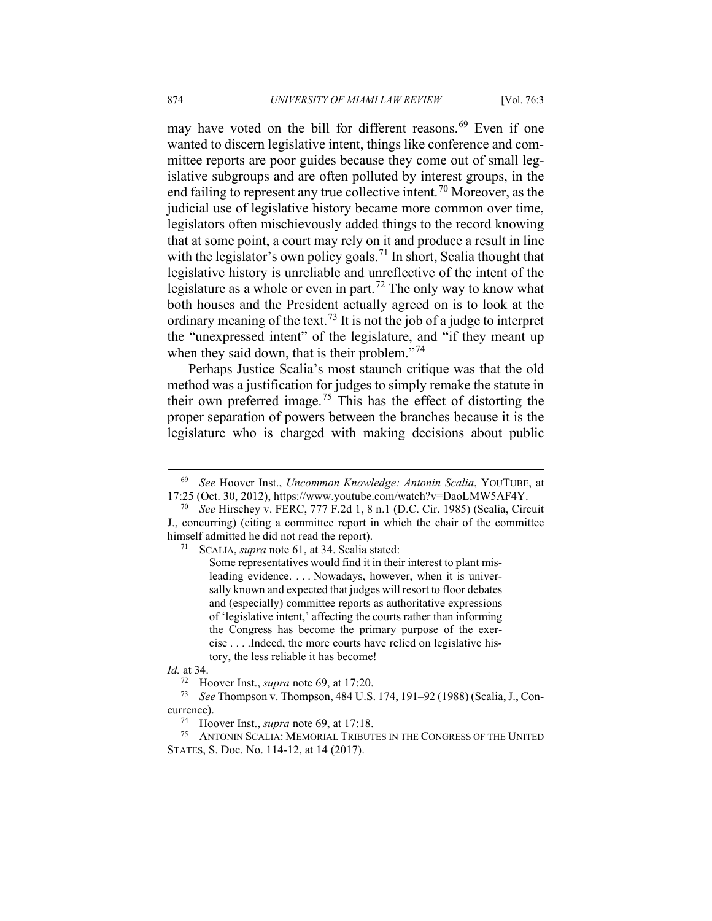may have voted on the bill for different reasons.[69] Even if one wanted to discern legislative intent, things like conference and committee reports are poor guides because they come out of small legislative subgroups and are often polluted by interest groups, in the end failing to represent any true collective intent.[70] Moreover, as the judicial use of legislative history became more common over time, legislators often mischievously added things to the record knowing that at some point, a court may rely on it and produce a result in line with the legislator's own policy goals.[71] In short, Scalia thought that legislative history is unreliable and unreflective of the intent of the legislature as a whole or even in part.[72] The only way to know what both houses and the President actually agreed on is to look at the ordinary meaning of the text.[73] It is not the job of a judge to interpret the "unexpressed intent" of the legislature, and "if they meant up when they said down, that is their problem."[74]

Perhaps Justice Scalia's most staunch critique was that the old method was a justification for judges to simply remake the statute in their own preferred image.[75] This has the effect of distorting the proper separation of powers between the branches because it is the legislature who is charged with making decisions about public

---

[69] *See* Hoover Inst., *Uncommon Knowledge: Antonin Scalia*, YOUTUBE, at 17:25 (Oct. 30, 2012), https://www.youtube.com/watch?v=DaoLMW5AF4Y.

[70] *See* Hirschey v. FERC, 777 F.2d 1, 8 n.1 (D.C. Cir. 1985) (Scalia, Circuit J., concurring) (citing a committee report in which the chair of the committee himself admitted he did not read the report).

[71] SCALIA, *supra* note 61, at 34. Scalia stated:

> Some representatives would find it in their interest to plant misleading evidence. . . . Nowadays, however, when it is universally known and expected that judges will resort to floor debates and (especially) committee reports as authoritative expressions of 'legislative intent,' affecting the courts rather than informing the Congress has become the primary purpose of the exercise . . . .Indeed, the more courts have relied on legislative history, the less reliable it has become!

*Id.* at 34.

[72] Hoover Inst., *supra* note 69, at 17:20.

[73] *See* Thompson v. Thompson, 484 U.S. 174, 191–92 (1988) (Scalia, J., Concurrence).

[74] Hoover Inst., *supra* note 69, at 17:18.

[75] ANTONIN SCALIA: MEMORIAL TRIBUTES IN THE CONGRESS OF THE UNITED STATES, S. Doc. No. 114-12, at 14 (2017).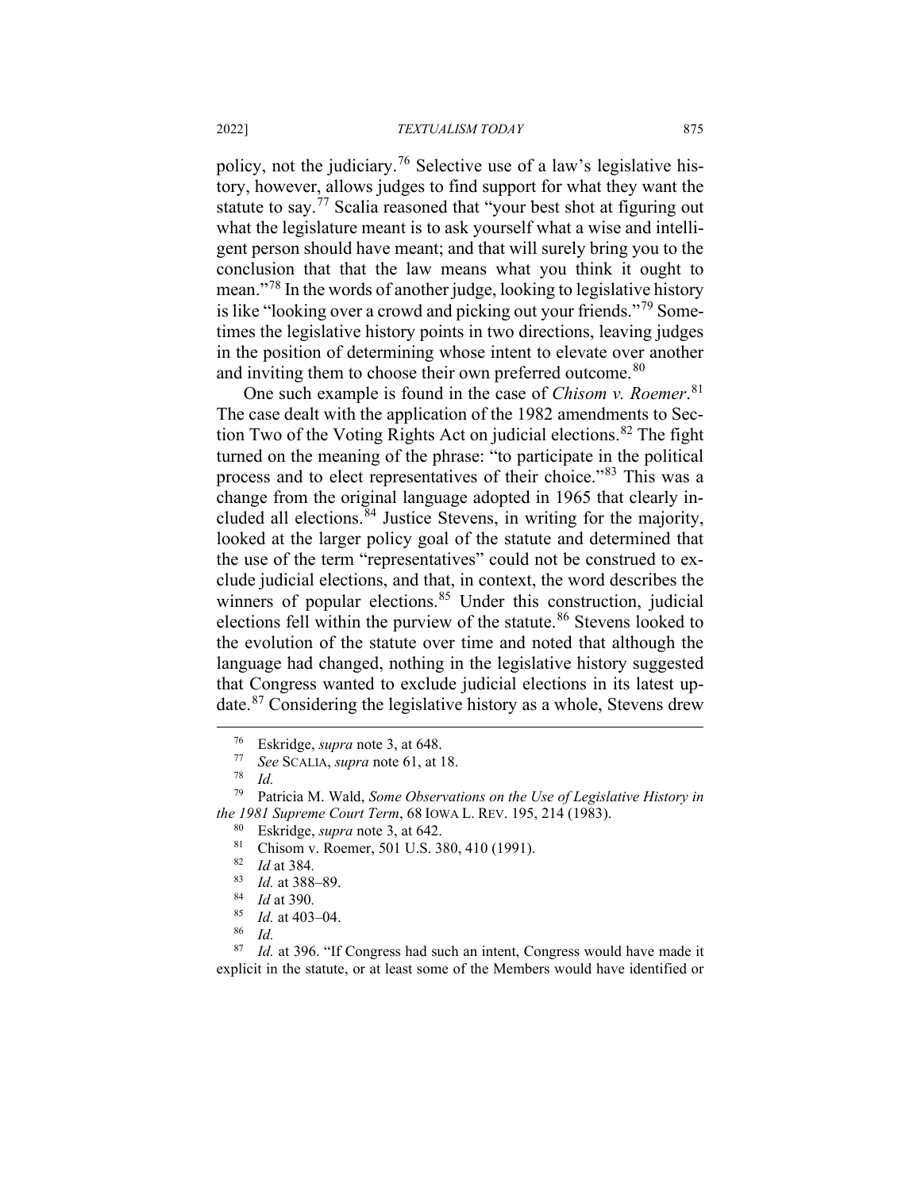policy, not the judiciary.[76] Selective use of a law's legislative history, however, allows judges to find support for what they want the statute to say.[77] Scalia reasoned that "your best shot at figuring out what the legislature meant is to ask yourself what a wise and intelligent person should have meant; and that will surely bring you to the conclusion that that the law means what you think it ought to mean."[78] In the words of another judge, looking to legislative history is like "looking over a crowd and picking out your friends."[79] Sometimes the legislative history points in two directions, leaving judges in the position of determining whose intent to elevate over another and inviting them to choose their own preferred outcome.[80]

One such example is found in the case of *Chisom v. Roemer*.[81] The case dealt with the application of the 1982 amendments to Section Two of the Voting Rights Act on judicial elections.[82] The fight turned on the meaning of the phrase: "to participate in the political process and to elect representatives of their choice."[83] This was a change from the original language adopted in 1965 that clearly included all elections.[84] Justice Stevens, in writing for the majority, looked at the larger policy goal of the statute and determined that the use of the term "representatives" could not be construed to exclude judicial elections, and that, in context, the word describes the winners of popular elections.[85] Under this construction, judicial elections fell within the purview of the statute.[86] Stevens looked to the evolution of the statute over time and noted that although the language had changed, nothing in the legislative history suggested that Congress wanted to exclude judicial elections in its latest update.[87] Considering the legislative history as a whole, Stevens drew

---

[76] Eskridge, *supra* note 3, at 648.

[77] *See* SCALIA, *supra* note 61, at 18.

[78] *Id.*

[79] Patricia M. Wald, *Some Observations on the Use of Legislative History in the 1981 Supreme Court Term*, 68 IOWA L. REV. 195, 214 (1983).

[80] Eskridge, *supra* note 3, at 642.

[81] Chisom v. Roemer, 501 U.S. 380, 410 (1991).

[82] *Id* at 384.

[83] *Id.* at 388–89.

[84] *Id* at 390.

[85] *Id.* at 403–04.

[86] *Id.*

[87] *Id.* at 396. "If Congress had such an intent, Congress would have made it explicit in the statute, or at least some of the Members would have identified or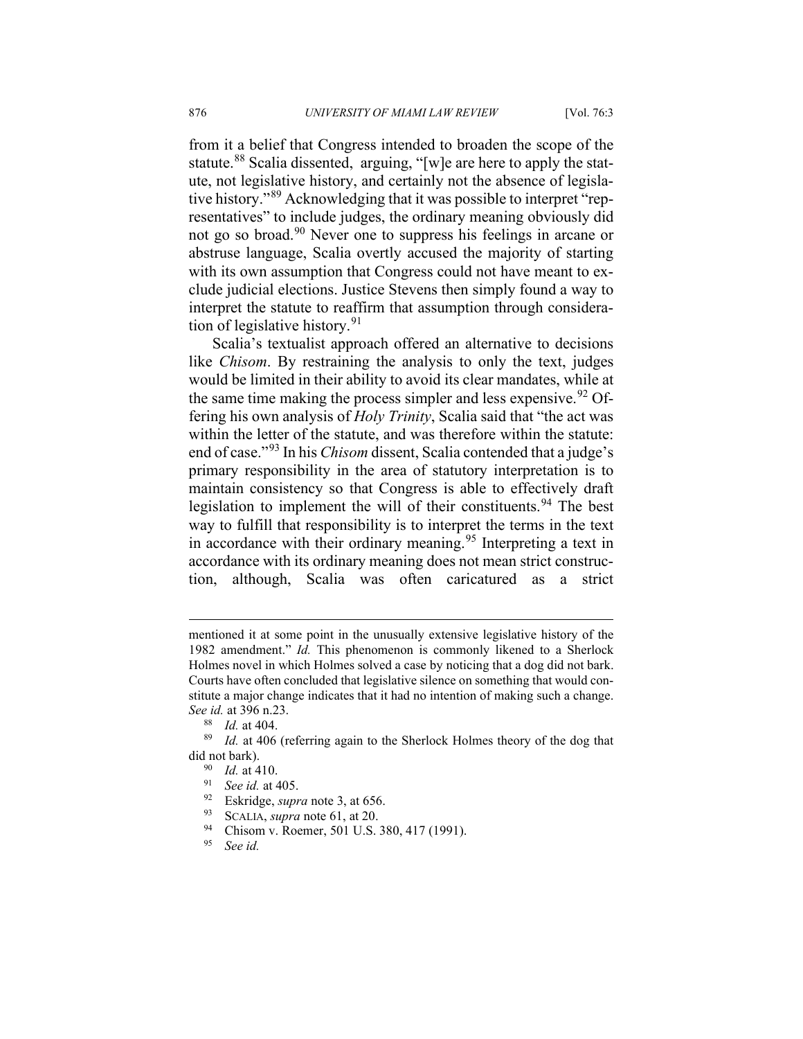from it a belief that Congress intended to broaden the scope of the statute.[88] Scalia dissented, arguing, "[w]e are here to apply the statute, not legislative history, and certainly not the absence of legislative history."[89] Acknowledging that it was possible to interpret "representatives" to include judges, the ordinary meaning obviously did not go so broad.[90] Never one to suppress his feelings in arcane or abstruse language, Scalia overtly accused the majority of starting with its own assumption that Congress could not have meant to exclude judicial elections. Justice Stevens then simply found a way to interpret the statute to reaffirm that assumption through consideration of legislative history.[91]

Scalia's textualist approach offered an alternative to decisions like *Chisom*. By restraining the analysis to only the text, judges would be limited in their ability to avoid its clear mandates, while at the same time making the process simpler and less expensive.[92] Offering his own analysis of *Holy Trinity*, Scalia said that "the act was within the letter of the statute, and was therefore within the statute: end of case."[93] In his *Chisom* dissent, Scalia contended that a judge's primary responsibility in the area of statutory interpretation is to maintain consistency so that Congress is able to effectively draft legislation to implement the will of their constituents.[94] The best way to fulfill that responsibility is to interpret the terms in the text in accordance with their ordinary meaning.[95] Interpreting a text in accordance with its ordinary meaning does not mean strict construction, although, Scalia was often caricatured as a strict

---

mentioned it at some point in the unusually extensive legislative history of the 1982 amendment." *Id.* This phenomenon is commonly likened to a Sherlock Holmes novel in which Holmes solved a case by noticing that a dog did not bark. Courts have often concluded that legislative silence on something that would constitute a major change indicates that it had no intention of making such a change. *See id.* at 396 n.23.

[88] *Id.* at 404.

[89] *Id.* at 406 (referring again to the Sherlock Holmes theory of the dog that did not bark).

[90] *Id.* at 410.

[91] *See id.* at 405.

[92] Eskridge, *supra* note 3, at 656.

[93] SCALIA, *supra* note 61, at 20.

[94] Chisom v. Roemer, 501 U.S. 380, 417 (1991).

[95] *See id.*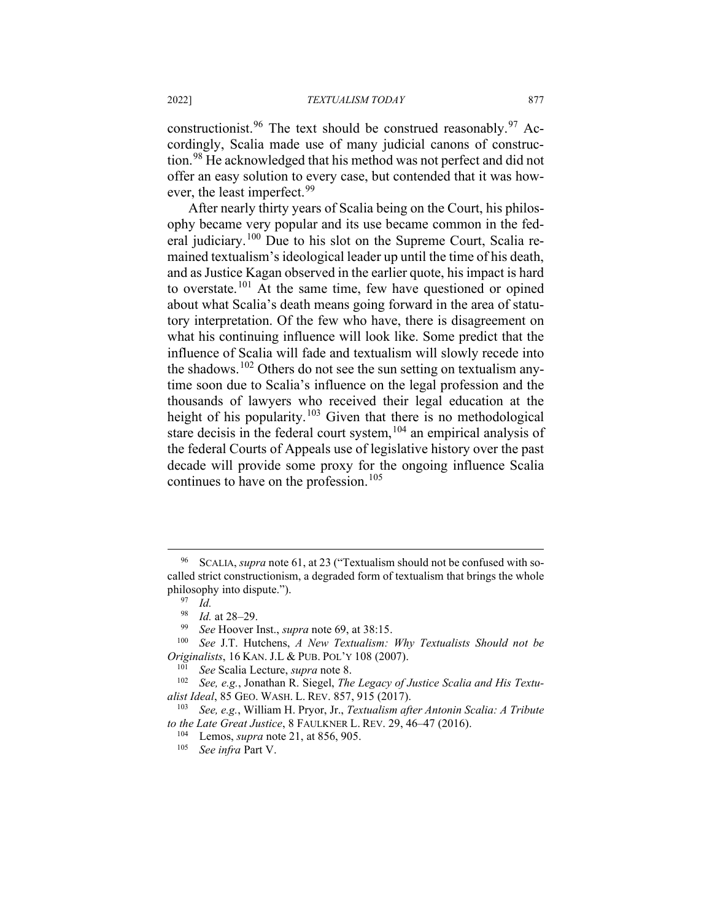constructionist.[96] The text should be construed reasonably.[97] Accordingly, Scalia made use of many judicial canons of construction.[98] He acknowledged that his method was not perfect and did not offer an easy solution to every case, but contended that it was however, the least imperfect.[99]

After nearly thirty years of Scalia being on the Court, his philosophy became very popular and its use became common in the federal judiciary.[100] Due to his slot on the Supreme Court, Scalia remained textualism's ideological leader up until the time of his death, and as Justice Kagan observed in the earlier quote, his impact is hard to overstate.[101] At the same time, few have questioned or opined about what Scalia's death means going forward in the area of statutory interpretation. Of the few who have, there is disagreement on what his continuing influence will look like. Some predict that the influence of Scalia will fade and textualism will slowly recede into the shadows.[102] Others do not see the sun setting on textualism anytime soon due to Scalia's influence on the legal profession and the thousands of lawyers who received their legal education at the height of his popularity.[103] Given that there is no methodological stare decisis in the federal court system,[104] an empirical analysis of the federal Courts of Appeals use of legislative history over the past decade will provide some proxy for the ongoing influence Scalia continues to have on the profession.[105]

---

[96] SCALIA, *supra* note 61, at 23 ("Textualism should not be confused with so-called strict constructionism, a degraded form of textualism that brings the whole philosophy into dispute.").

[97] *Id.*

[98] *Id.* at 28–29.

[99] *See* Hoover Inst., *supra* note 69, at 38:15.

[100] *See* J.T. Hutchens, *A New Textualism: Why Textualists Should not be Originalists*, 16 KAN. J.L & PUB. POL'Y 108 (2007).

[101] *See* Scalia Lecture, *supra* note 8.

[102] *See, e.g.*, Jonathan R. Siegel, *The Legacy of Justice Scalia and His Textualist Ideal*, 85 GEO. WASH. L. REV. 857, 915 (2017).

[103] *See, e.g.*, William H. Pryor, Jr., *Textualism after Antonin Scalia: A Tribute to the Late Great Justice*, 8 FAULKNER L. REV. 29, 46–47 (2016).

[104] Lemos, *supra* note 21, at 856, 905.

[105] *See infra* Part V.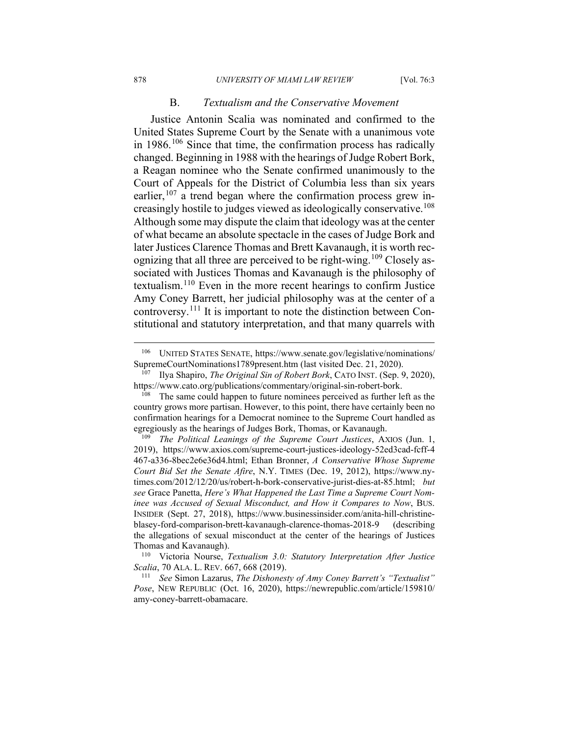### B. *Textualism and the Conservative Movement*

Justice Antonin Scalia was nominated and confirmed to the United States Supreme Court by the Senate with a unanimous vote in 1986.[106] Since that time, the confirmation process has radically changed. Beginning in 1988 with the hearings of Judge Robert Bork, a Reagan nominee who the Senate confirmed unanimously to the Court of Appeals for the District of Columbia less than six years earlier,[107] a trend began where the confirmation process grew increasingly hostile to judges viewed as ideologically conservative.[108] Although some may dispute the claim that ideology was at the center of what became an absolute spectacle in the cases of Judge Bork and later Justices Clarence Thomas and Brett Kavanaugh, it is worth recognizing that all three are perceived to be right-wing.[109] Closely associated with Justices Thomas and Kavanaugh is the philosophy of textualism.[110] Even in the more recent hearings to confirm Justice Amy Coney Barrett, her judicial philosophy was at the center of a controversy.[111] It is important to note the distinction between Constitutional and statutory interpretation, and that many quarrels with

---

[106] UNITED STATES SENATE, https://www.senate.gov/legislative/nominations/SupremeCourtNominations1789present.htm (last visited Dec. 21, 2020).

[107] Ilya Shapiro, *The Original Sin of Robert Bork*, CATO INST. (Sep. 9, 2020), https://www.cato.org/publications/commentary/original-sin-robert-bork.

[108] The same could happen to future nominees perceived as further left as the country grows more partisan. However, to this point, there have certainly been no confirmation hearings for a Democrat nominee to the Supreme Court handled as egregiously as the hearings of Judges Bork, Thomas, or Kavanaugh.

[109] *The Political Leanings of the Supreme Court Justices*, AXIOS (Jun. 1, 2019), https://www.axios.com/supreme-court-justices-ideology-52ed3cad-fcff-4467-a336-8bec2e6e36d4.html; Ethan Bronner, *A Conservative Whose Supreme Court Bid Set the Senate Afire*, N.Y. TIMES (Dec. 19, 2012), https://www.nytimes.com/2012/12/20/us/robert-h-bork-conservative-jurist-dies-at-85.html; *but see* Grace Panetta, *Here's What Happened the Last Time a Supreme Court Nominee was Accused of Sexual Misconduct, and How it Compares to Now*, BUS. INSIDER (Sept. 27, 2018), https://www.businessinsider.com/anita-hill-christine-blasey-ford-comparison-brett-kavanaugh-clarence-thomas-2018-9 (describing the allegations of sexual misconduct at the center of the hearings of Justices Thomas and Kavanaugh).

[110] Victoria Nourse, *Textualism 3.0: Statutory Interpretation After Justice Scalia*, 70 ALA. L. REV. 667, 668 (2019).

[111] *See* Simon Lazarus, *The Dishonesty of Amy Coney Barrett's "Textualist" Pose*, NEW REPUBLIC (Oct. 16, 2020), https://newrepublic.com/article/159810/amy-coney-barrett-obamacare.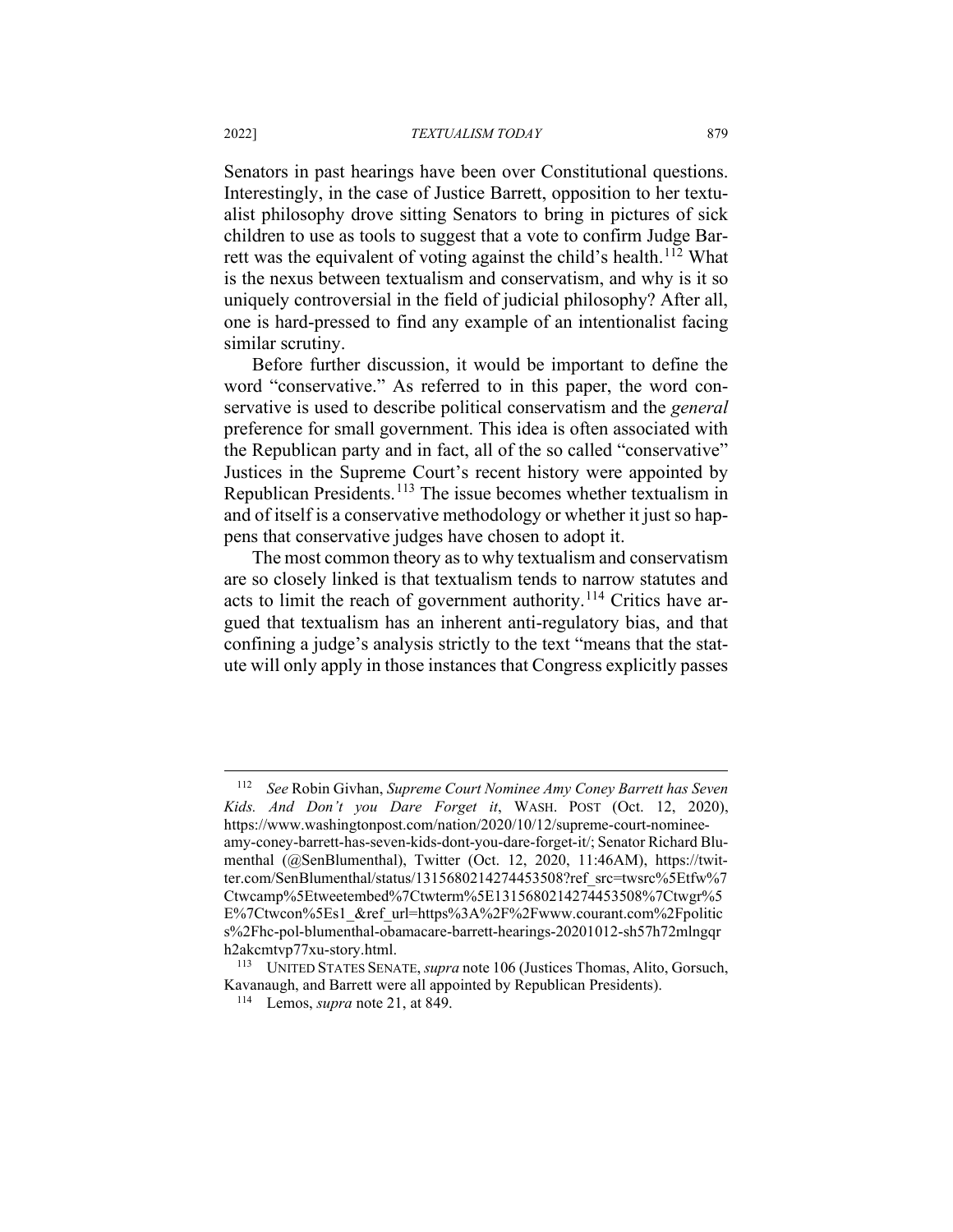Senators in past hearings have been over Constitutional questions. Interestingly, in the case of Justice Barrett, opposition to her textualist philosophy drove sitting Senators to bring in pictures of sick children to use as tools to suggest that a vote to confirm Judge Barrett was the equivalent of voting against the child's health.[112] What is the nexus between textualism and conservatism, and why is it so uniquely controversial in the field of judicial philosophy? After all, one is hard-pressed to find any example of an intentionalist facing similar scrutiny.

Before further discussion, it would be important to define the word "conservative." As referred to in this paper, the word conservative is used to describe political conservatism and the *general* preference for small government. This idea is often associated with the Republican party and in fact, all of the so called "conservative" Justices in the Supreme Court's recent history were appointed by Republican Presidents.[113] The issue becomes whether textualism in and of itself is a conservative methodology or whether it just so happens that conservative judges have chosen to adopt it.

The most common theory as to why textualism and conservatism are so closely linked is that textualism tends to narrow statutes and acts to limit the reach of government authority.[114] Critics have argued that textualism has an inherent anti-regulatory bias, and that confining a judge's analysis strictly to the text "means that the statute will only apply in those instances that Congress explicitly passes

---

[112] *See* Robin Givhan, *Supreme Court Nominee Amy Coney Barrett has Seven Kids. And Don't you Dare Forget it*, WASH. POST (Oct. 12, 2020), https://www.washingtonpost.com/nation/2020/10/12/supreme-court-nominee-amy-coney-barrett-has-seven-kids-dont-you-dare-forget-it/; Senator Richard Blumenthal (@SenBlumenthal), Twitter (Oct. 12, 2020, 11:46AM), https://twitter.com/SenBlumenthal/status/1315680214274453508?ref_src=twsrc%5Etfw%7Ctwcamp%5Etweetembed%7Ctwterm%5E1315680214274453508%7Ctwgr%5E%7Ctwcon%5Es1_&ref_url=https%3A%2F%2Fwww.courant.com%2Fpolitics%2Fhc-pol-blumenthal-obamacare-barrett-hearings-20201012-sh57h72mlngqrh2akcmtvp77xu-story.html.

[113] UNITED STATES SENATE, *supra* note 106 (Justices Thomas, Alito, Gorsuch, Kavanaugh, and Barrett were all appointed by Republican Presidents).

[114] Lemos, *supra* note 21, at 849.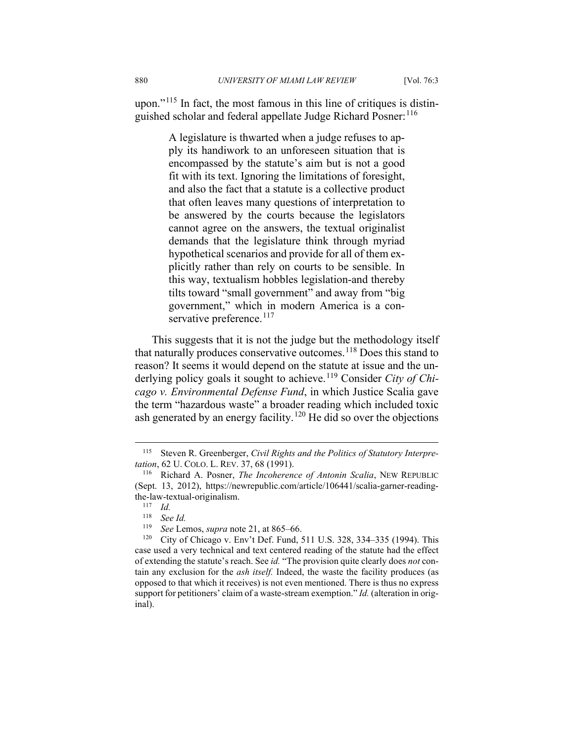upon."[115] In fact, the most famous in this line of critiques is distinguished scholar and federal appellate Judge Richard Posner:[116]

> A legislature is thwarted when a judge refuses to apply its handiwork to an unforeseen situation that is encompassed by the statute's aim but is not a good fit with its text. Ignoring the limitations of foresight, and also the fact that a statute is a collective product that often leaves many questions of interpretation to be answered by the courts because the legislators cannot agree on the answers, the textual originalist demands that the legislature think through myriad hypothetical scenarios and provide for all of them explicitly rather than rely on courts to be sensible. In this way, textualism hobbles legislation-and thereby tilts toward "small government" and away from "big government," which in modern America is a conservative preference.[117]

This suggests that it is not the judge but the methodology itself that naturally produces conservative outcomes.[118] Does this stand to reason? It seems it would depend on the statute at issue and the underlying policy goals it sought to achieve.[119] Consider *City of Chicago v. Environmental Defense Fund*, in which Justice Scalia gave the term "hazardous waste" a broader reading which included toxic ash generated by an energy facility.[120] He did so over the objections

---

[115] Steven R. Greenberger, *Civil Rights and the Politics of Statutory Interpretation*, 62 U. COLO. L. REV. 37, 68 (1991).

[116] Richard A. Posner, *The Incoherence of Antonin Scalia*, NEW REPUBLIC (Sept. 13, 2012), https://newrepublic.com/article/106441/scalia-garner-reading-the-law-textual-originalism.

[117] *Id.*

[118] *See Id.*

[119] *See* Lemos, *supra* note 21, at 865–66.

[120] City of Chicago v. Env't Def. Fund, 511 U.S. 328, 334–335 (1994). This case used a very technical and text centered reading of the statute had the effect of extending the statute's reach. See *id.* "The provision quite clearly does *not* contain any exclusion for the *ash itself.* Indeed, the waste the facility produces (as opposed to that which it receives) is not even mentioned. There is thus no express support for petitioners' claim of a waste-stream exemption." *Id.* (alteration in original).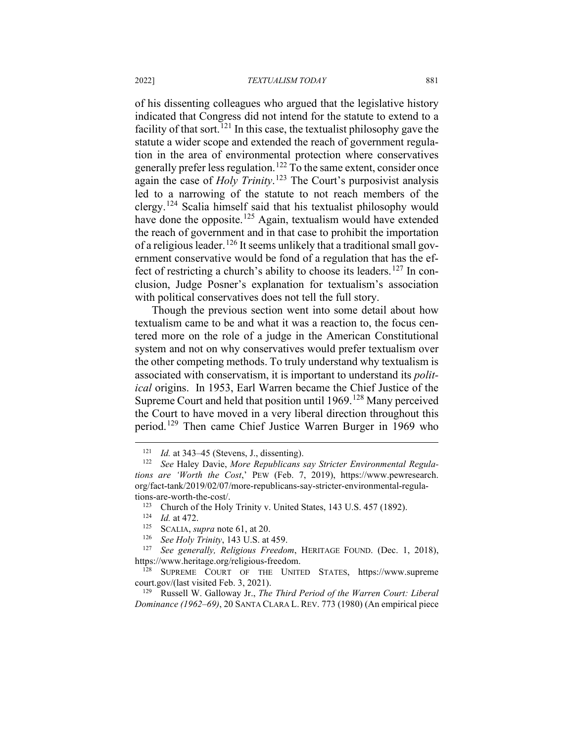of his dissenting colleagues who argued that the legislative history indicated that Congress did not intend for the statute to extend to a facility of that sort.[121] In this case, the textualist philosophy gave the statute a wider scope and extended the reach of government regulation in the area of environmental protection where conservatives generally prefer less regulation.[122] To the same extent, consider once again the case of *Holy Trinity*.[123] The Court's purposivist analysis led to a narrowing of the statute to not reach members of the clergy.[124] Scalia himself said that his textualist philosophy would have done the opposite.[125] Again, textualism would have extended the reach of government and in that case to prohibit the importation of a religious leader.[126] It seems unlikely that a traditional small government conservative would be fond of a regulation that has the effect of restricting a church's ability to choose its leaders.[127] In conclusion, Judge Posner's explanation for textualism's association with political conservatives does not tell the full story.

Though the previous section went into some detail about how textualism came to be and what it was a reaction to, the focus centered more on the role of a judge in the American Constitutional system and not on why conservatives would prefer textualism over the other competing methods. To truly understand why textualism is associated with conservatism, it is important to understand its *political* origins. In 1953, Earl Warren became the Chief Justice of the Supreme Court and held that position until 1969.[128] Many perceived the Court to have moved in a very liberal direction throughout this period.[129] Then came Chief Justice Warren Burger in 1969 who

---

[121] *Id.* at 343–45 (Stevens, J., dissenting).

[122] *See* Haley Davie, *More Republicans say Stricter Environmental Regulations are 'Worth the Cost*,' PEW (Feb. 7, 2019), https://www.pewresearch.org/fact-tank/2019/02/07/more-republicans-say-stricter-environmental-regulations-are-worth-the-cost/.

[123] Church of the Holy Trinity v. United States, 143 U.S. 457 (1892).

[124] *Id.* at 472.

[125] SCALIA, *supra* note 61, at 20.

[126] *See Holy Trinity*, 143 U.S. at 459.

[127] *See generally, Religious Freedom*, HERITAGE FOUND. (Dec. 1, 2018), https://www.heritage.org/religious-freedom.

[128] SUPREME COURT OF THE UNITED STATES, https://www.supremecourt.gov/(last visited Feb. 3, 2021).

[129] Russell W. Galloway Jr., *The Third Period of the Warren Court: Liberal Dominance (1962–69)*, 20 SANTA CLARA L. REV. 773 (1980) (An empirical piece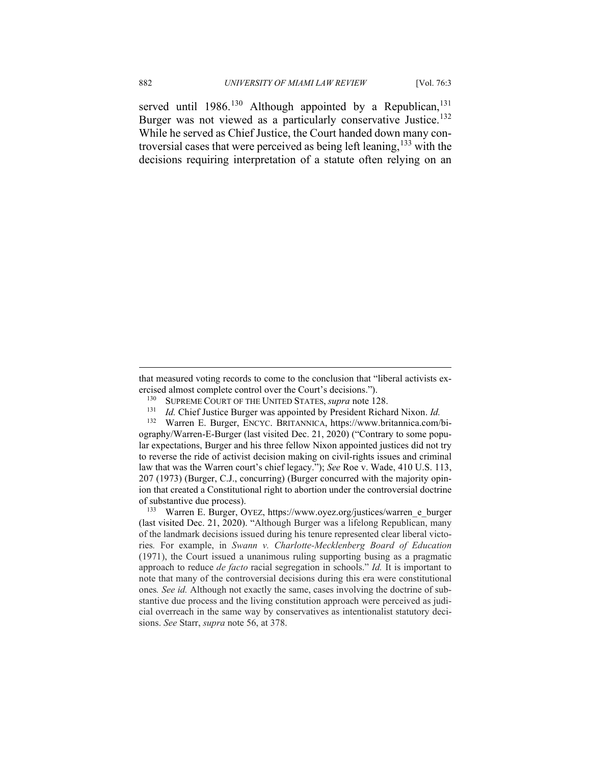served until 1986.[130] Although appointed by a Republican,[131] Burger was not viewed as a particularly conservative Justice.[132] While he served as Chief Justice, the Court handed down many controversial cases that were perceived as being left leaning,[133] with the decisions requiring interpretation of a statute often relying on an

---

that measured voting records to come to the conclusion that "liberal activists exercised almost complete control over the Court's decisions.").

[130] SUPREME COURT OF THE UNITED STATES, *supra* note 128.

[131] *Id.* Chief Justice Burger was appointed by President Richard Nixon. *Id.*

[132] Warren E. Burger, ENCYC. BRITANNICA, https://www.britannica.com/biography/Warren-E-Burger (last visited Dec. 21, 2020) ("Contrary to some popular expectations, Burger and his three fellow Nixon appointed justices did not try to reverse the ride of activist decision making on civil-rights issues and criminal law that was the Warren court's chief legacy."); *See* Roe v. Wade, 410 U.S. 113, 207 (1973) (Burger, C.J., concurring) (Burger concurred with the majority opinion that created a Constitutional right to abortion under the controversial doctrine of substantive due process).

[133] Warren E. Burger, OYEZ, https://www.oyez.org/justices/warren_e_burger (last visited Dec. 21, 2020). "Although Burger was a lifelong Republican, many of the landmark decisions issued during his tenure represented clear liberal victories. For example, in *Swann v. Charlotte-Mecklenberg Board of Education* (1971), the Court issued a unanimous ruling supporting busing as a pragmatic approach to reduce *de facto* racial segregation in schools." *Id.* It is important to note that many of the controversial decisions during this era were constitutional ones. *See id.* Although not exactly the same, cases involving the doctrine of substantive due process and the living constitution approach were perceived as judicial overreach in the same way by conservatives as intentionalist statutory decisions. *See* Starr, *supra* note 56, at 378.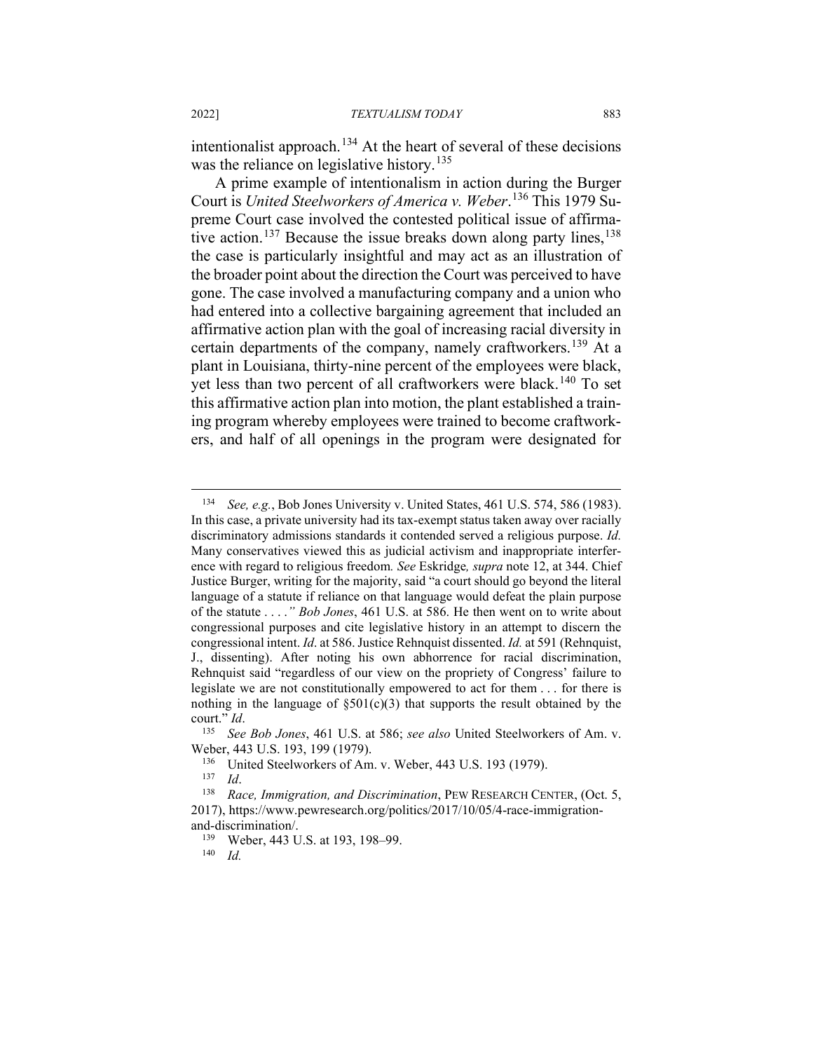intentionalist approach.[134] At the heart of several of these decisions was the reliance on legislative history.[135]

A prime example of intentionalism in action during the Burger Court is *United Steelworkers of America v. Weber*.[136] This 1979 Supreme Court case involved the contested political issue of affirmative action.[137] Because the issue breaks down along party lines,[138] the case is particularly insightful and may act as an illustration of the broader point about the direction the Court was perceived to have gone. The case involved a manufacturing company and a union who had entered into a collective bargaining agreement that included an affirmative action plan with the goal of increasing racial diversity in certain departments of the company, namely craftworkers.[139] At a plant in Louisiana, thirty-nine percent of the employees were black, yet less than two percent of all craftworkers were black.[140] To set this affirmative action plan into motion, the plant established a training program whereby employees were trained to become craftworkers, and half of all openings in the program were designated for

---

[134] *See, e.g.*, Bob Jones University v. United States, 461 U.S. 574, 586 (1983). In this case, a private university had its tax-exempt status taken away over racially discriminatory admissions standards it contended served a religious purpose. *Id.* Many conservatives viewed this as judicial activism and inappropriate interference with regard to religious freedom. *See* Eskridge*, supra* note 12, at 344. Chief Justice Burger, writing for the majority, said "a court should go beyond the literal language of a statute if reliance on that language would defeat the plain purpose of the statute . . . .*" Bob Jones*, 461 U.S. at 586. He then went on to write about congressional purposes and cite legislative history in an attempt to discern the congressional intent. *Id*. at 586. Justice Rehnquist dissented. *Id.* at 591 (Rehnquist, J., dissenting). After noting his own abhorrence for racial discrimination, Rehnquist said "regardless of our view on the propriety of Congress' failure to legislate we are not constitutionally empowered to act for them . . . for there is nothing in the language of §501(c)(3) that supports the result obtained by the court." *Id*.

[135] *See Bob Jones*, 461 U.S. at 586; *see also* United Steelworkers of Am. v. Weber, 443 U.S. 193, 199 (1979).

[136] United Steelworkers of Am. v. Weber, 443 U.S. 193 (1979).

[137] *Id*.

[138] *Race, Immigration, and Discrimination*, PEW RESEARCH CENTER, (Oct. 5, 2017), https://www.pewresearch.org/politics/2017/10/05/4-race-immigration-and-discrimination/.

[139] Weber, 443 U.S. at 193, 198–99.

[140] *Id.*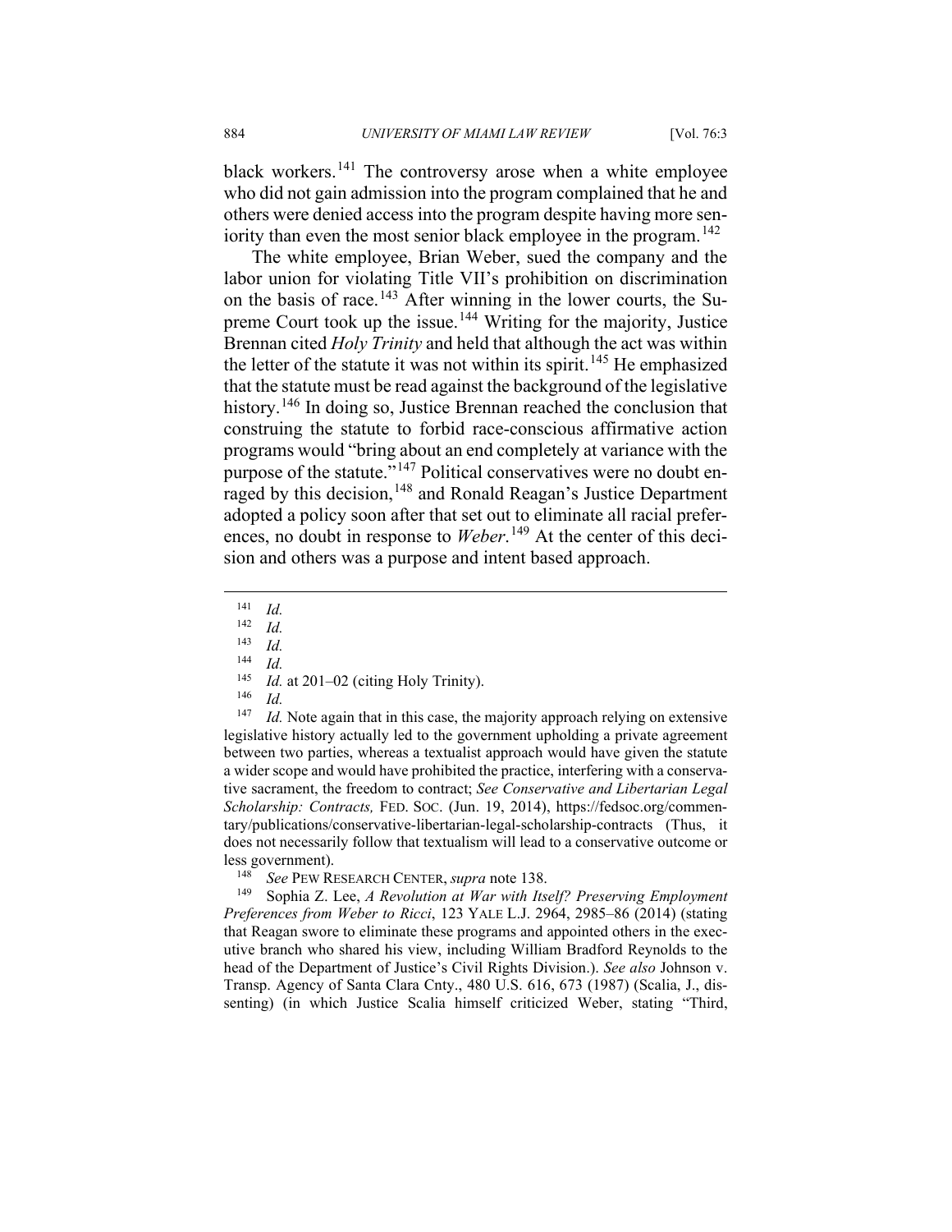black workers.[141] The controversy arose when a white employee who did not gain admission into the program complained that he and others were denied access into the program despite having more seniority than even the most senior black employee in the program.[142]

The white employee, Brian Weber, sued the company and the labor union for violating Title VII's prohibition on discrimination on the basis of race.[143] After winning in the lower courts, the Supreme Court took up the issue.[144] Writing for the majority, Justice Brennan cited *Holy Trinity* and held that although the act was within the letter of the statute it was not within its spirit.[145] He emphasized that the statute must be read against the background of the legislative history.[146] In doing so, Justice Brennan reached the conclusion that construing the statute to forbid race-conscious affirmative action programs would "bring about an end completely at variance with the purpose of the statute."[147] Political conservatives were no doubt enraged by this decision,[148] and Ronald Reagan's Justice Department adopted a policy soon after that set out to eliminate all racial preferences, no doubt in response to *Weber*.[149] At the center of this decision and others was a purpose and intent based approach.

---

[141] *Id.*

[142] *Id.*

[143] *Id.*

[144] *Id.*

[145] *Id.* at 201–02 (citing Holy Trinity).

[146] *Id.*

[147] *Id.* Note again that in this case, the majority approach relying on extensive legislative history actually led to the government upholding a private agreement between two parties, whereas a textualist approach would have given the statute a wider scope and would have prohibited the practice, interfering with a conservative sacrament, the freedom to contract; *See Conservative and Libertarian Legal Scholarship: Contracts,* FED. SOC. (Jun. 19, 2014), https://fedsoc.org/commentary/publications/conservative-libertarian-legal-scholarship-contracts (Thus, it does not necessarily follow that textualism will lead to a conservative outcome or less government).

[148] *See* PEW RESEARCH CENTER, *supra* note 138.

[149] Sophia Z. Lee, *A Revolution at War with Itself? Preserving Employment Preferences from Weber to Ricci*, 123 YALE L.J. 2964, 2985–86 (2014) (stating that Reagan swore to eliminate these programs and appointed others in the executive branch who shared his view, including William Bradford Reynolds to the head of the Department of Justice's Civil Rights Division.). *See also* Johnson v. Transp. Agency of Santa Clara Cnty., 480 U.S. 616, 673 (1987) (Scalia, J., dissenting) (in which Justice Scalia himself criticized Weber, stating "Third,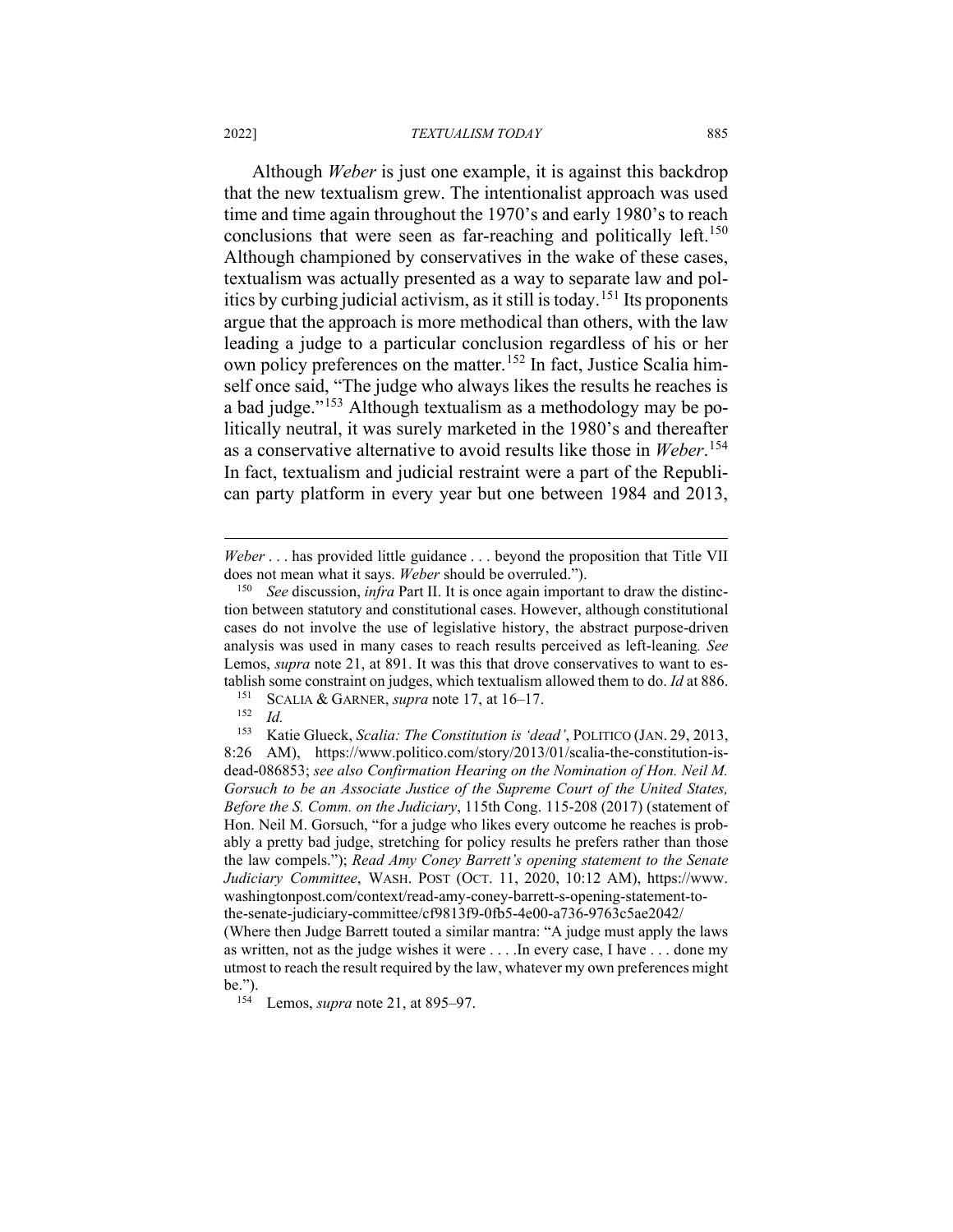Although *Weber* is just one example, it is against this backdrop that the new textualism grew. The intentionalist approach was used time and time again throughout the 1970's and early 1980's to reach conclusions that were seen as far-reaching and politically left.[150] Although championed by conservatives in the wake of these cases, textualism was actually presented as a way to separate law and politics by curbing judicial activism, as it still is today.[151] Its proponents argue that the approach is more methodical than others, with the law leading a judge to a particular conclusion regardless of his or her own policy preferences on the matter.[152] In fact, Justice Scalia himself once said, "The judge who always likes the results he reaches is a bad judge."[153] Although textualism as a methodology may be politically neutral, it was surely marketed in the 1980's and thereafter as a conservative alternative to avoid results like those in *Weber*.[154] In fact, textualism and judicial restraint were a part of the Republican party platform in every year but one between 1984 and 2013,

---

*Weber* . . . has provided little guidance . . . beyond the proposition that Title VII does not mean what it says. *Weber* should be overruled.").

[150] *See* discussion, *infra* Part II. It is once again important to draw the distinction between statutory and constitutional cases. However, although constitutional cases do not involve the use of legislative history, the abstract purpose-driven analysis was used in many cases to reach results perceived as left-leaning. *See* Lemos, *supra* note 21, at 891. It was this that drove conservatives to want to establish some constraint on judges, which textualism allowed them to do. *Id* at 886.

[151] SCALIA & GARNER, *supra* note 17, at 16–17.

[152] *Id.*

[153] Katie Glueck, *Scalia: The Constitution is 'dead'*, POLITICO (JAN. 29, 2013, 8:26 AM), https://www.politico.com/story/2013/01/scalia-the-constitution-is-dead-086853; *see also Confirmation Hearing on the Nomination of Hon. Neil M. Gorsuch to be an Associate Justice of the Supreme Court of the United States, Before the S. Comm. on the Judiciary*, 115th Cong. 115-208 (2017) (statement of Hon. Neil M. Gorsuch, "for a judge who likes every outcome he reaches is probably a pretty bad judge, stretching for policy results he prefers rather than those the law compels."); *Read Amy Coney Barrett's opening statement to the Senate Judiciary Committee*, WASH. POST (OCT. 11, 2020, 10:12 AM), https://www.washingtonpost.com/context/read-amy-coney-barrett-s-opening-statement-to-the-senate-judiciary-committee/cf9813f9-0fb5-4e00-a736-9763c5ae2042/ (Where then Judge Barrett touted a similar mantra: "A judge must apply the laws as written, not as the judge wishes it were . . . .In every case, I have . . . done my utmost to reach the result required by the law, whatever my own preferences might be.").

[154] Lemos, *supra* note 21, at 895–97.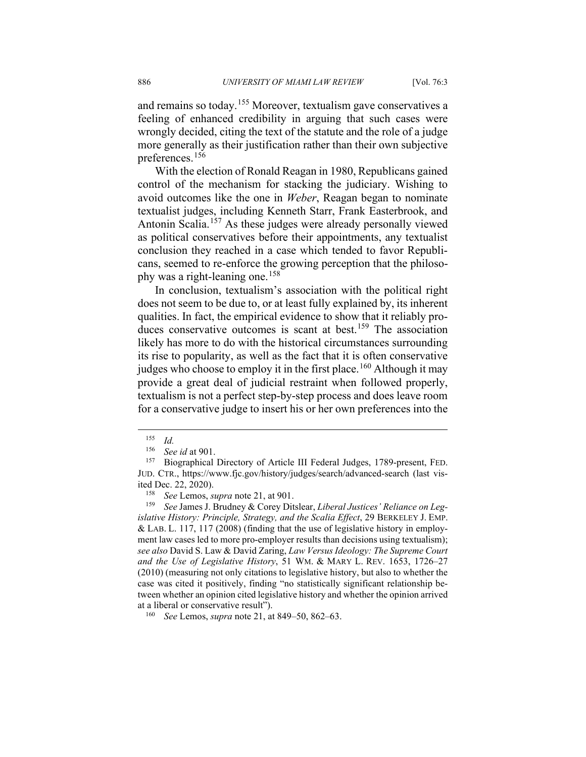and remains so today.[155] Moreover, textualism gave conservatives a feeling of enhanced credibility in arguing that such cases were wrongly decided, citing the text of the statute and the role of a judge more generally as their justification rather than their own subjective preferences.[156]

With the election of Ronald Reagan in 1980, Republicans gained control of the mechanism for stacking the judiciary. Wishing to avoid outcomes like the one in *Weber*, Reagan began to nominate textualist judges, including Kenneth Starr, Frank Easterbrook, and Antonin Scalia.[157] As these judges were already personally viewed as political conservatives before their appointments, any textualist conclusion they reached in a case which tended to favor Republicans, seemed to re-enforce the growing perception that the philosophy was a right-leaning one.[158]

In conclusion, textualism's association with the political right does not seem to be due to, or at least fully explained by, its inherent qualities. In fact, the empirical evidence to show that it reliably produces conservative outcomes is scant at best.[159] The association likely has more to do with the historical circumstances surrounding its rise to popularity, as well as the fact that it is often conservative judges who choose to employ it in the first place.[160] Although it may provide a great deal of judicial restraint when followed properly, textualism is not a perfect step-by-step process and does leave room for a conservative judge to insert his or her own preferences into the

---

[155] *Id.*

[156] *See id* at 901.

[157] Biographical Directory of Article III Federal Judges, 1789-present, FED. JUD. CTR., https://www.fjc.gov/history/judges/search/advanced-search (last visited Dec. 22, 2020).

[158] *See* Lemos, *supra* note 21, at 901.

[159] *See* James J. Brudney & Corey Ditslear, *Liberal Justices' Reliance on Legislative History: Principle, Strategy, and the Scalia Effect*, 29 BERKELEY J. EMP. & LAB. L. 117, 117 (2008) (finding that the use of legislative history in employment law cases led to more pro-employer results than decisions using textualism); *see also* David S. Law & David Zaring, *Law Versus Ideology: The Supreme Court and the Use of Legislative History*, 51 WM. & MARY L. REV. 1653, 1726–27 (2010) (measuring not only citations to legislative history, but also to whether the case was cited it positively, finding "no statistically significant relationship between whether an opinion cited legislative history and whether the opinion arrived at a liberal or conservative result").

[160] *See* Lemos, *supra* note 21, at 849–50, 862–63.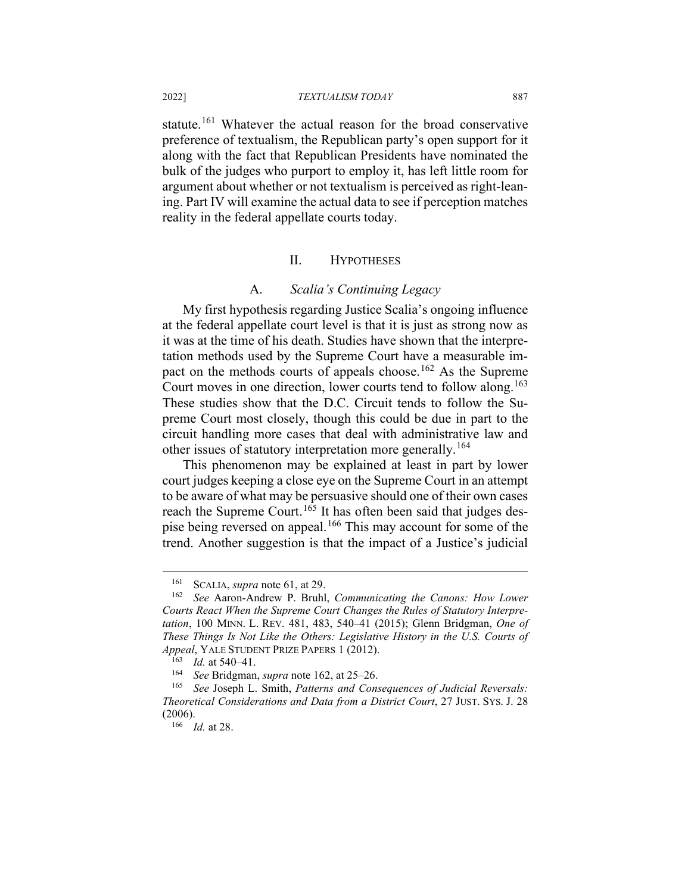statute.[161] Whatever the actual reason for the broad conservative preference of textualism, the Republican party's open support for it along with the fact that Republican Presidents have nominated the bulk of the judges who purport to employ it, has left little room for argument about whether or not textualism is perceived as right-leaning. Part IV will examine the actual data to see if perception matches reality in the federal appellate courts today.

## II. HYPOTHESES

### A. *Scalia's Continuing Legacy*

My first hypothesis regarding Justice Scalia's ongoing influence at the federal appellate court level is that it is just as strong now as it was at the time of his death. Studies have shown that the interpretation methods used by the Supreme Court have a measurable impact on the methods courts of appeals choose.[162] As the Supreme Court moves in one direction, lower courts tend to follow along.[163] These studies show that the D.C. Circuit tends to follow the Supreme Court most closely, though this could be due in part to the circuit handling more cases that deal with administrative law and other issues of statutory interpretation more generally.[164]

This phenomenon may be explained at least in part by lower court judges keeping a close eye on the Supreme Court in an attempt to be aware of what may be persuasive should one of their own cases reach the Supreme Court.[165] It has often been said that judges despise being reversed on appeal.[166] This may account for some of the trend. Another suggestion is that the impact of a Justice's judicial

---

[161] SCALIA, *supra* note 61, at 29.

[162] *See* Aaron-Andrew P. Bruhl, *Communicating the Canons: How Lower Courts React When the Supreme Court Changes the Rules of Statutory Interpretation*, 100 MINN. L. REV. 481, 483, 540–41 (2015); Glenn Bridgman, *One of These Things Is Not Like the Others: Legislative History in the U.S. Courts of Appeal*, YALE STUDENT PRIZE PAPERS 1 (2012).

[163] *Id.* at 540–41.

[164] *See* Bridgman, *supra* note 162, at 25–26.

[165] *See* Joseph L. Smith, *Patterns and Consequences of Judicial Reversals: Theoretical Considerations and Data from a District Court*, 27 JUST. SYS. J. 28 (2006).

[166] *Id.* at 28.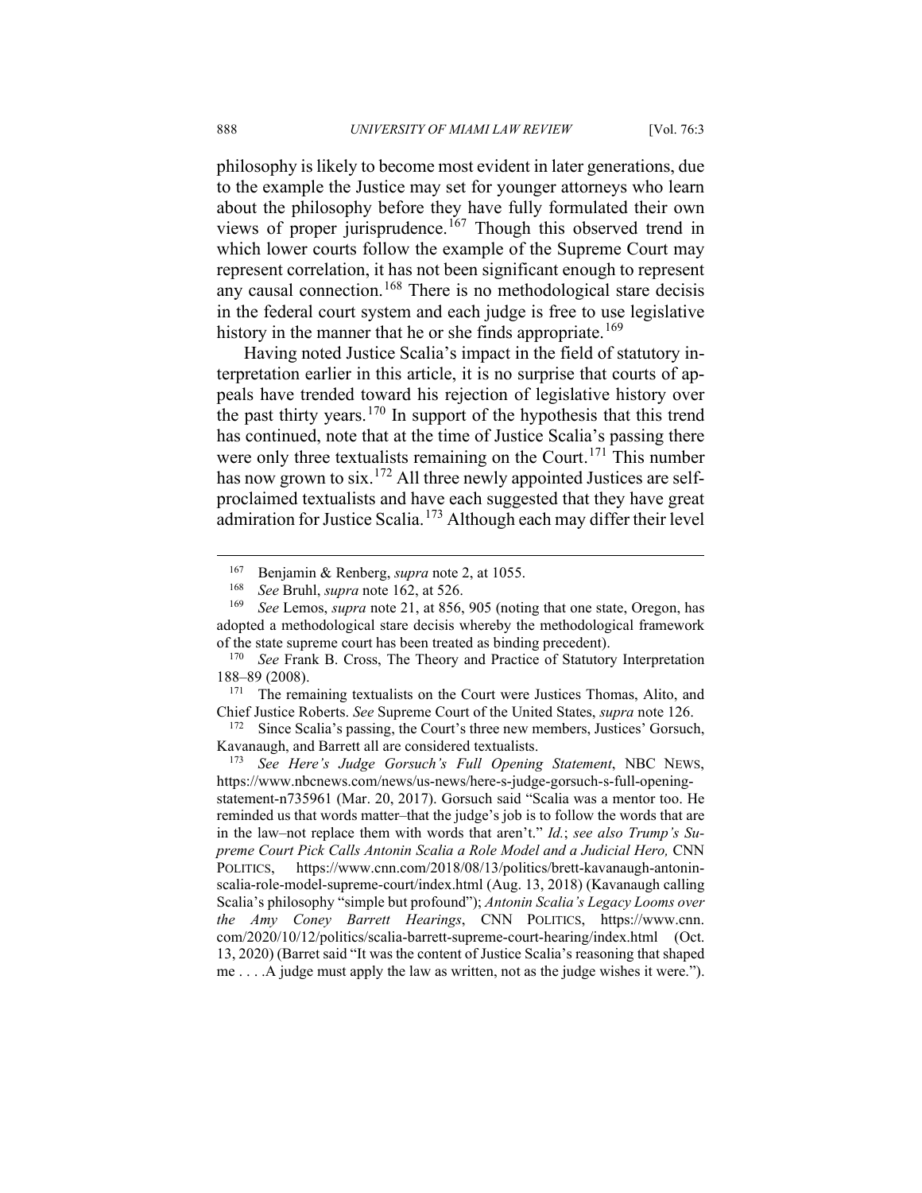philosophy is likely to become most evident in later generations, due to the example the Justice may set for younger attorneys who learn about the philosophy before they have fully formulated their own views of proper jurisprudence.[167] Though this observed trend in which lower courts follow the example of the Supreme Court may represent correlation, it has not been significant enough to represent any causal connection.[168] There is no methodological stare decisis in the federal court system and each judge is free to use legislative history in the manner that he or she finds appropriate.[169]

Having noted Justice Scalia's impact in the field of statutory interpretation earlier in this article, it is no surprise that courts of appeals have trended toward his rejection of legislative history over the past thirty years.[170] In support of the hypothesis that this trend has continued, note that at the time of Justice Scalia's passing there were only three textualists remaining on the Court.[171] This number has now grown to six.[172] All three newly appointed Justices are self-proclaimed textualists and have each suggested that they have great admiration for Justice Scalia.[173] Although each may differ their level

---

[167] Benjamin & Renberg, *supra* note 2, at 1055.

[168] *See* Bruhl, *supra* note 162, at 526.

[169] *See* Lemos, *supra* note 21, at 856, 905 (noting that one state, Oregon, has adopted a methodological stare decisis whereby the methodological framework of the state supreme court has been treated as binding precedent).

[170] *See* Frank B. Cross, The Theory and Practice of Statutory Interpretation 188–89 (2008).

[171] The remaining textualists on the Court were Justices Thomas, Alito, and Chief Justice Roberts. *See* Supreme Court of the United States, *supra* note 126.

[172] Since Scalia's passing, the Court's three new members, Justices' Gorsuch, Kavanaugh, and Barrett all are considered textualists.

[173] *See Here's Judge Gorsuch's Full Opening Statement*, NBC NEWS, https://www.nbcnews.com/news/us-news/here-s-judge-gorsuch-s-full-opening-statement-n735961 (Mar. 20, 2017). Gorsuch said "Scalia was a mentor too. He reminded us that words matter–that the judge's job is to follow the words that are in the law–not replace them with words that aren't." *Id.*; *see also Trump's Supreme Court Pick Calls Antonin Scalia a Role Model and a Judicial Hero,* CNN POLITICS, https://www.cnn.com/2018/08/13/politics/brett-kavanaugh-antonin-scalia-role-model-supreme-court/index.html (Aug. 13, 2018) (Kavanaugh calling Scalia's philosophy "simple but profound"); *Antonin Scalia's Legacy Looms over the Amy Coney Barrett Hearings*, CNN POLITICS, https://www.cnn.com/2020/10/12/politics/scalia-barrett-supreme-court-hearing/index.html (Oct. 13, 2020) (Barret said "It was the content of Justice Scalia's reasoning that shaped me . . . .A judge must apply the law as written, not as the judge wishes it were.").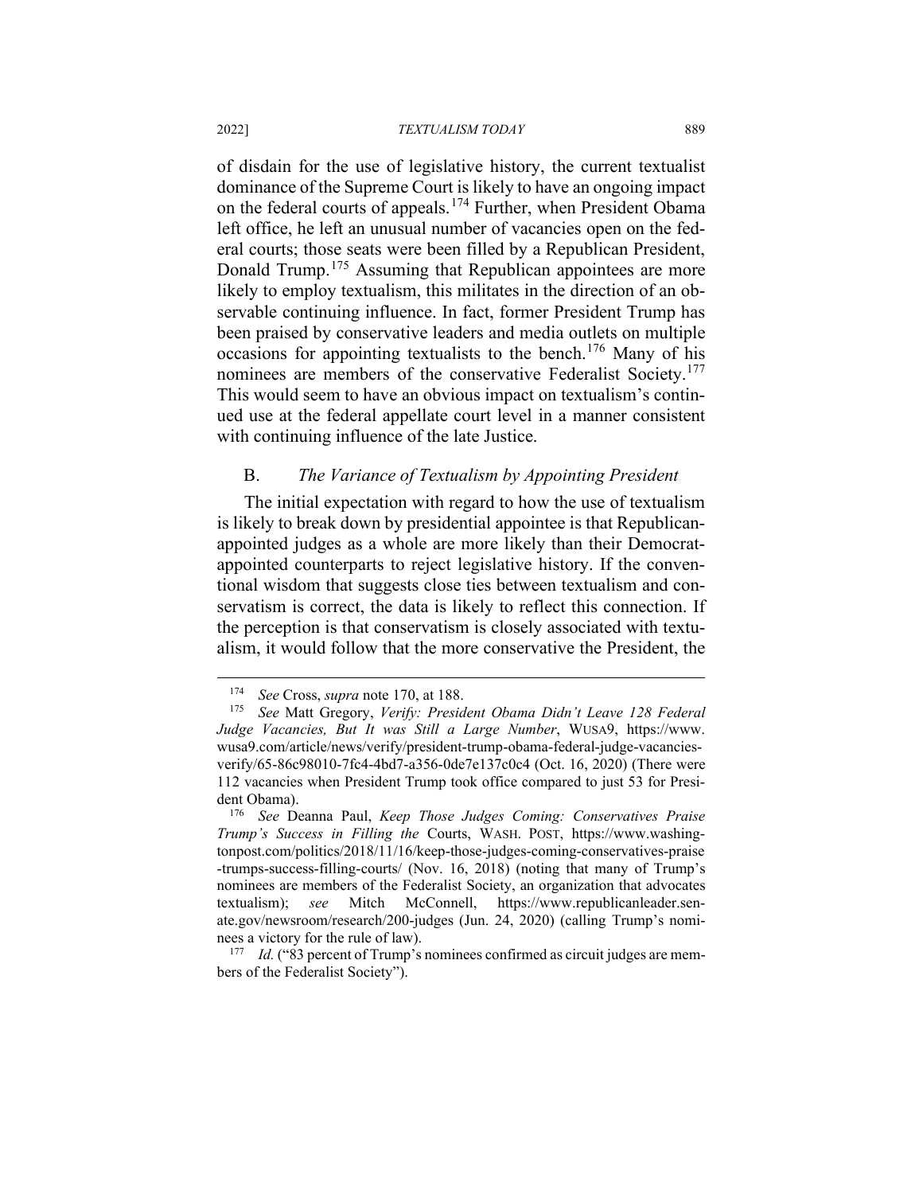of disdain for the use of legislative history, the current textualist dominance of the Supreme Court is likely to have an ongoing impact on the federal courts of appeals.[174] Further, when President Obama left office, he left an unusual number of vacancies open on the federal courts; those seats were been filled by a Republican President, Donald Trump.[175] Assuming that Republican appointees are more likely to employ textualism, this militates in the direction of an observable continuing influence. In fact, former President Trump has been praised by conservative leaders and media outlets on multiple occasions for appointing textualists to the bench.[176] Many of his nominees are members of the conservative Federalist Society.[177] This would seem to have an obvious impact on textualism's continued use at the federal appellate court level in a manner consistent with continuing influence of the late Justice.

### B. *The Variance of Textualism by Appointing President*

The initial expectation with regard to how the use of textualism is likely to break down by presidential appointee is that Republican-appointed judges as a whole are more likely than their Democrat-appointed counterparts to reject legislative history. If the conventional wisdom that suggests close ties between textualism and conservatism is correct, the data is likely to reflect this connection. If the perception is that conservatism is closely associated with textualism, it would follow that the more conservative the President, the

---

[174] *See* Cross, *supra* note 170, at 188.

[175] *See* Matt Gregory, *Verify: President Obama Didn't Leave 128 Federal Judge Vacancies, But It was Still a Large Number*, WUSA9, https://www.wusa9.com/article/news/verify/president-trump-obama-federal-judge-vacancies-verify/65-86c98010-7fc4-4bd7-a356-0de7e137c0c4 (Oct. 16, 2020) (There were 112 vacancies when President Trump took office compared to just 53 for President Obama).

[176] *See* Deanna Paul, *Keep Those Judges Coming: Conservatives Praise Trump's Success in Filling the* Courts, WASH. POST, https://www.washingtonpost.com/politics/2018/11/16/keep-those-judges-coming-conservatives-praise-trumps-success-filling-courts/ (Nov. 16, 2018) (noting that many of Trump's nominees are members of the Federalist Society, an organization that advocates textualism); *see* Mitch McConnell, https://www.republicanleader.senate.gov/newsroom/research/200-judges (Jun. 24, 2020) (calling Trump's nominees a victory for the rule of law).

[177] *Id.* ("83 percent of Trump's nominees confirmed as circuit judges are members of the Federalist Society").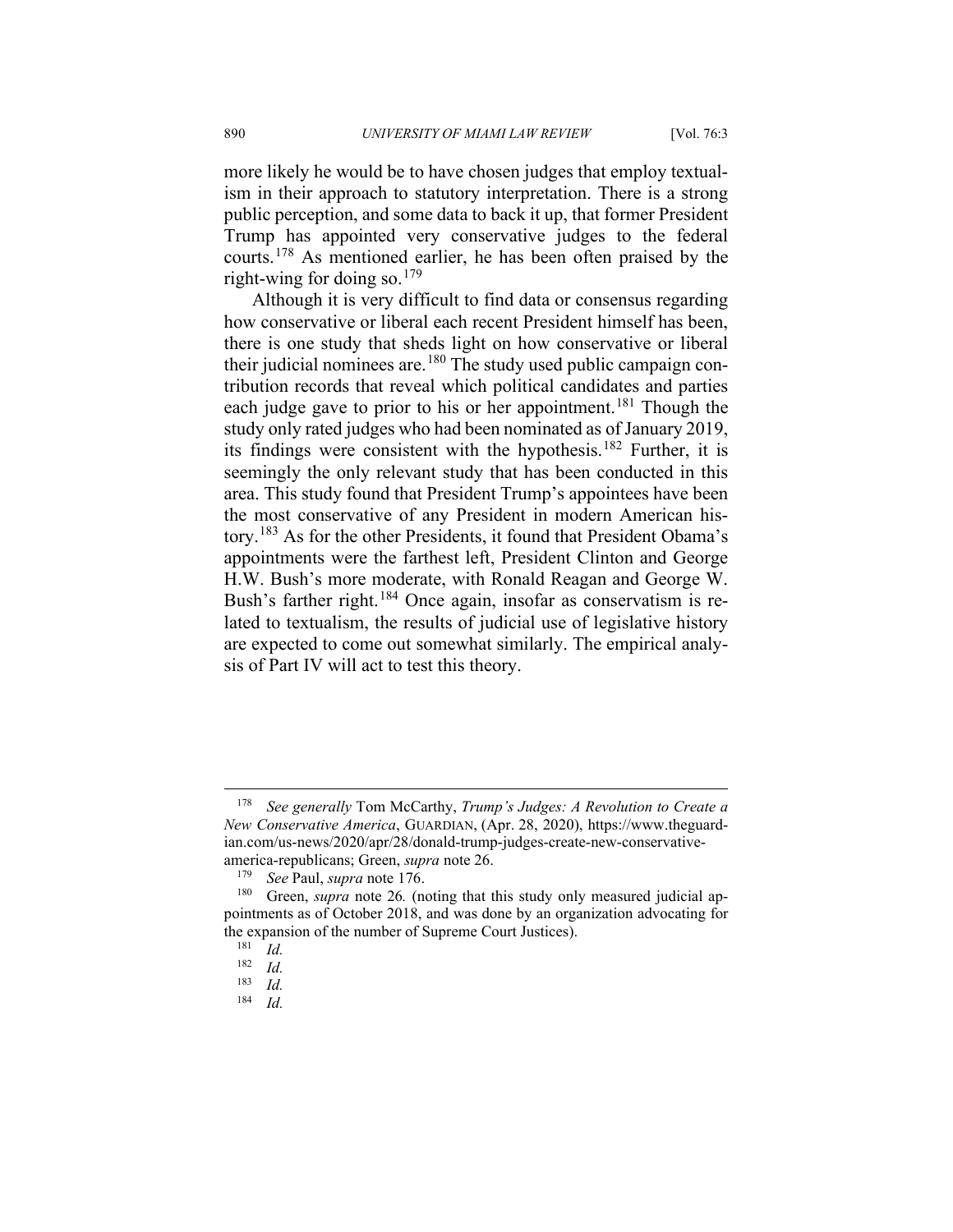more likely he would be to have chosen judges that employ textualism in their approach to statutory interpretation. There is a strong public perception, and some data to back it up, that former President Trump has appointed very conservative judges to the federal courts.[178] As mentioned earlier, he has been often praised by the right-wing for doing so.[179]

Although it is very difficult to find data or consensus regarding how conservative or liberal each recent President himself has been, there is one study that sheds light on how conservative or liberal their judicial nominees are.[180] The study used public campaign contribution records that reveal which political candidates and parties each judge gave to prior to his or her appointment.[181] Though the study only rated judges who had been nominated as of January 2019, its findings were consistent with the hypothesis.[182] Further, it is seemingly the only relevant study that has been conducted in this area. This study found that President Trump's appointees have been the most conservative of any President in modern American history.[183] As for the other Presidents, it found that President Obama's appointments were the farthest left, President Clinton and George H.W. Bush's more moderate, with Ronald Reagan and George W. Bush's farther right.[184] Once again, insofar as conservatism is related to textualism, the results of judicial use of legislative history are expected to come out somewhat similarly. The empirical analysis of Part IV will act to test this theory.

---

[178] *See generally* Tom McCarthy, *Trump's Judges: A Revolution to Create a New Conservative America*, GUARDIAN, (Apr. 28, 2020), https://www.theguardian.com/us-news/2020/apr/28/donald-trump-judges-create-new-conservative-america-republicans; Green, *supra* note 26.

[179] *See* Paul, *supra* note 176.

[180] Green, *supra* note 26*.* (noting that this study only measured judicial appointments as of October 2018, and was done by an organization advocating for the expansion of the number of Supreme Court Justices).

[181] *Id.*

[182] *Id.*

[183] *Id.*

[184] *Id.*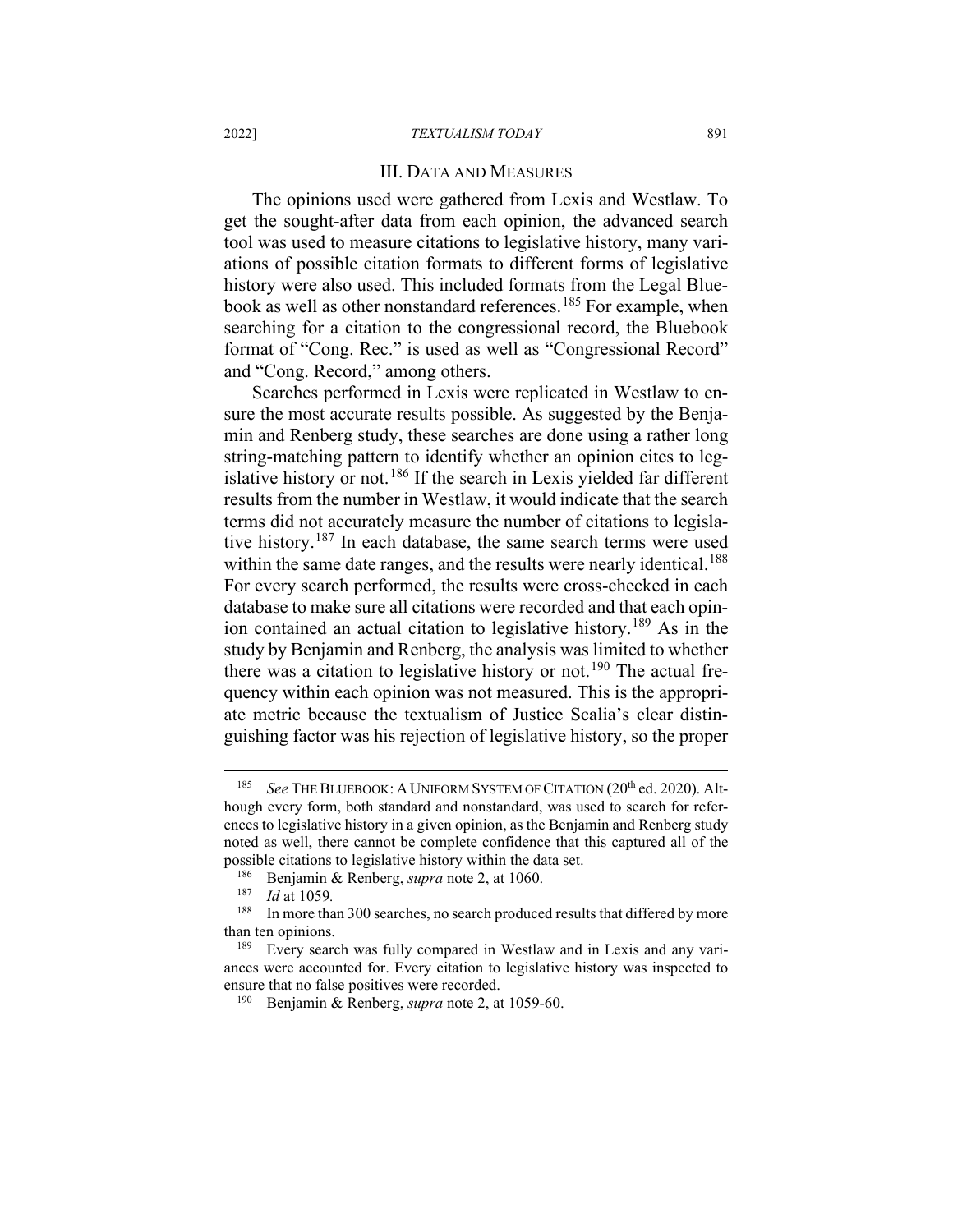## III. DATA AND MEASURES

The opinions used were gathered from Lexis and Westlaw. To get the sought-after data from each opinion, the advanced search tool was used to measure citations to legislative history, many variations of possible citation formats to different forms of legislative history were also used. This included formats from the Legal Bluebook as well as other nonstandard references.[185] For example, when searching for a citation to the congressional record, the Bluebook format of "Cong. Rec." is used as well as "Congressional Record" and "Cong. Record," among others.

Searches performed in Lexis were replicated in Westlaw to ensure the most accurate results possible. As suggested by the Benjamin and Renberg study, these searches are done using a rather long string-matching pattern to identify whether an opinion cites to legislative history or not.[186] If the search in Lexis yielded far different results from the number in Westlaw, it would indicate that the search terms did not accurately measure the number of citations to legislative history.[187] In each database, the same search terms were used within the same date ranges, and the results were nearly identical.[188] For every search performed, the results were cross-checked in each database to make sure all citations were recorded and that each opinion contained an actual citation to legislative history.[189] As in the study by Benjamin and Renberg, the analysis was limited to whether there was a citation to legislative history or not.[190] The actual frequency within each opinion was not measured. This is the appropriate metric because the textualism of Justice Scalia's clear distinguishing factor was his rejection of legislative history, so the proper

---

[185] *See* THE BLUEBOOK: A UNIFORM SYSTEM OF CITATION (20th ed. 2020). Although every form, both standard and nonstandard, was used to search for references to legislative history in a given opinion, as the Benjamin and Renberg study noted as well, there cannot be complete confidence that this captured all of the possible citations to legislative history within the data set.

[186] Benjamin & Renberg, *supra* note 2, at 1060.

[187] *Id* at 1059*.*

[188] In more than 300 searches, no search produced results that differed by more than ten opinions.

[189] Every search was fully compared in Westlaw and in Lexis and any variances were accounted for. Every citation to legislative history was inspected to ensure that no false positives were recorded.

[190] Benjamin & Renberg, *supra* note 2, at 1059-60.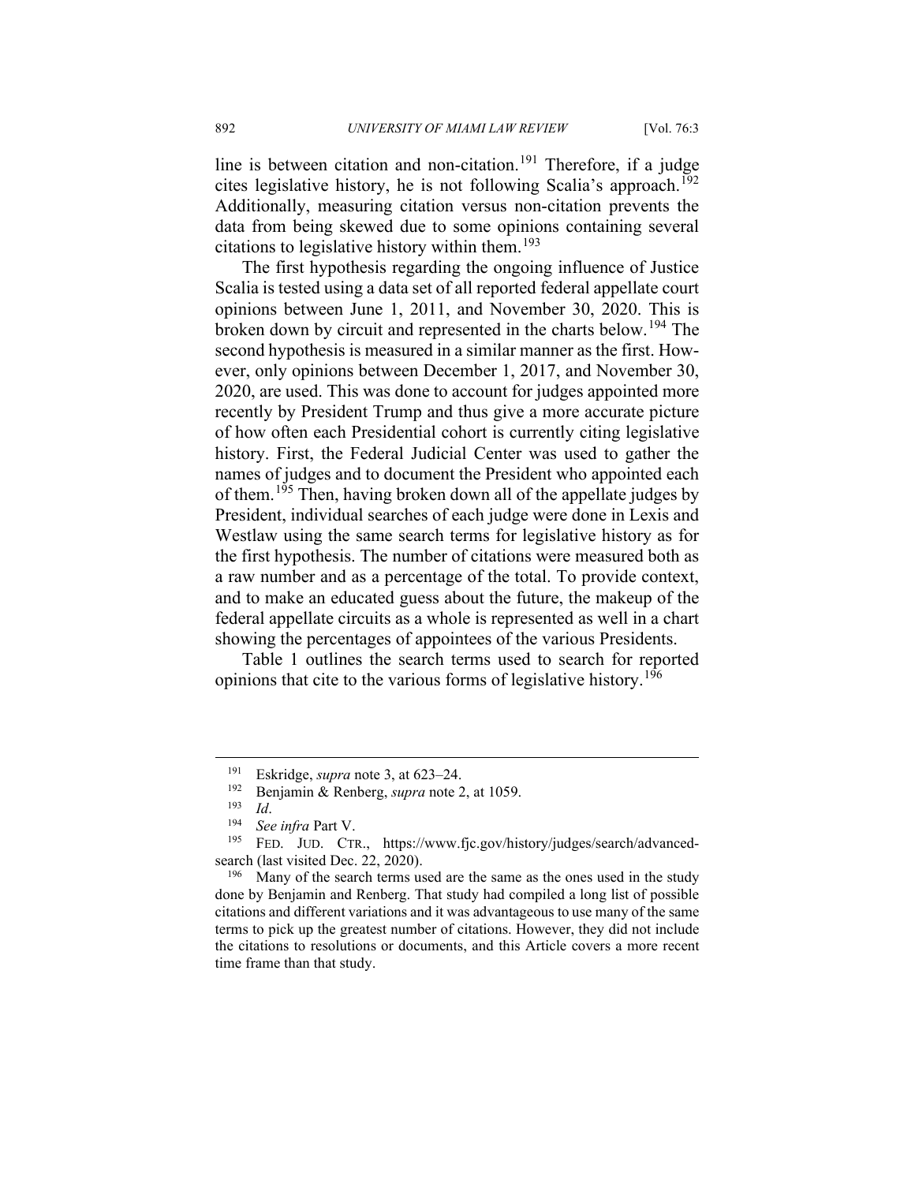line is between citation and non-citation.[191] Therefore, if a judge cites legislative history, he is not following Scalia's approach.[192] Additionally, measuring citation versus non-citation prevents the data from being skewed due to some opinions containing several citations to legislative history within them.[193]

The first hypothesis regarding the ongoing influence of Justice Scalia is tested using a data set of all reported federal appellate court opinions between June 1, 2011, and November 30, 2020. This is broken down by circuit and represented in the charts below.[194] The second hypothesis is measured in a similar manner as the first. However, only opinions between December 1, 2017, and November 30, 2020, are used. This was done to account for judges appointed more recently by President Trump and thus give a more accurate picture of how often each Presidential cohort is currently citing legislative history. First, the Federal Judicial Center was used to gather the names of judges and to document the President who appointed each of them.[195] Then, having broken down all of the appellate judges by President, individual searches of each judge were done in Lexis and Westlaw using the same search terms for legislative history as for the first hypothesis. The number of citations were measured both as a raw number and as a percentage of the total. To provide context, and to make an educated guess about the future, the makeup of the federal appellate circuits as a whole is represented as well in a chart showing the percentages of appointees of the various Presidents.

Table 1 outlines the search terms used to search for reported opinions that cite to the various forms of legislative history.[196]

---

[191] Eskridge, *supra* note 3, at 623–24.

[192] Benjamin & Renberg, *supra* note 2, at 1059.

[193] *Id*.

[194] *See infra* Part V.

[195] FED. JUD. CTR., https://www.fjc.gov/history/judges/search/advanced-search (last visited Dec. 22, 2020).

[196] Many of the search terms used are the same as the ones used in the study done by Benjamin and Renberg. That study had compiled a long list of possible citations and different variations and it was advantageous to use many of the same terms to pick up the greatest number of citations. However, they did not include the citations to resolutions or documents, and this Article covers a more recent time frame than that study.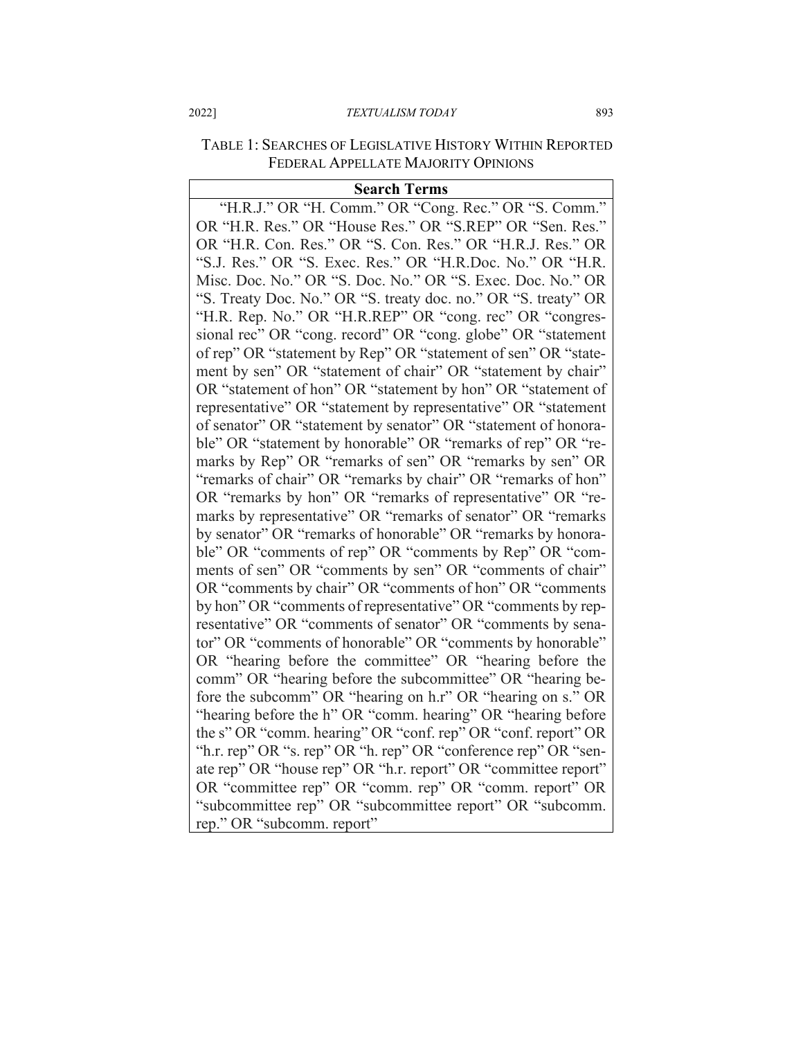TABLE 1: SEARCHES OF LEGISLATIVE HISTORY WITHIN REPORTED FEDERAL APPELLATE MAJORITY OPINIONS

| **Search Terms** |
| --- |
| "H.R.J." OR "H. Comm." OR "Cong. Rec." OR "S. Comm." OR "H.R. Res." OR "House Res." OR "S.REP" OR "Sen. Res." OR "H.R. Con. Res." OR "S. Con. Res." OR "H.R.J. Res." OR "S.J. Res." OR "S. Exec. Res." OR "H.R.Doc. No." OR "H.R. Misc. Doc. No." OR "S. Doc. No." OR "S. Exec. Doc. No." OR "S. Treaty Doc. No." OR "S. treaty doc. no." OR "S. treaty" OR "H.R. Rep. No." OR "H.R.REP" OR "cong. rec" OR "congressional rec" OR "cong. record" OR "cong. globe" OR "statement of rep" OR "statement by Rep" OR "statement of sen" OR "statement by sen" OR "statement of chair" OR "statement by chair" OR "statement of hon" OR "statement by hon" OR "statement of representative" OR "statement by representative" OR "statement of senator" OR "statement by senator" OR "statement of honorable" OR "statement by honorable" OR "remarks of rep" OR "remarks by Rep" OR "remarks of sen" OR "remarks by sen" OR "remarks of chair" OR "remarks by chair" OR "remarks of hon" OR "remarks by hon" OR "remarks of representative" OR "remarks by representative" OR "remarks of senator" OR "remarks by senator" OR "remarks of honorable" OR "remarks by honorable" OR "comments of rep" OR "comments by Rep" OR "comments of sen" OR "comments by sen" OR "comments of chair" OR "comments by chair" OR "comments of hon" OR "comments by hon" OR "comments of representative" OR "comments by representative" OR "comments of senator" OR "comments by senator" OR "comments of honorable" OR "comments by honorable" OR "hearing before the committee" OR "hearing before the comm" OR "hearing before the subcommittee" OR "hearing before the subcomm" OR "hearing on h.r" OR "hearing on s." OR "hearing before the h" OR "comm. hearing" OR "hearing before the s" OR "comm. hearing" OR "conf. rep" OR "conf. report" OR "h.r. rep" OR "s. rep" OR "h. rep" OR "conference rep" OR "senate rep" OR "house rep" OR "h.r. report" OR "committee report" OR "committee rep" OR "comm. rep" OR "comm. report" OR "subcommittee rep" OR "subcommittee report" OR "subcomm. rep." OR "subcomm. report" |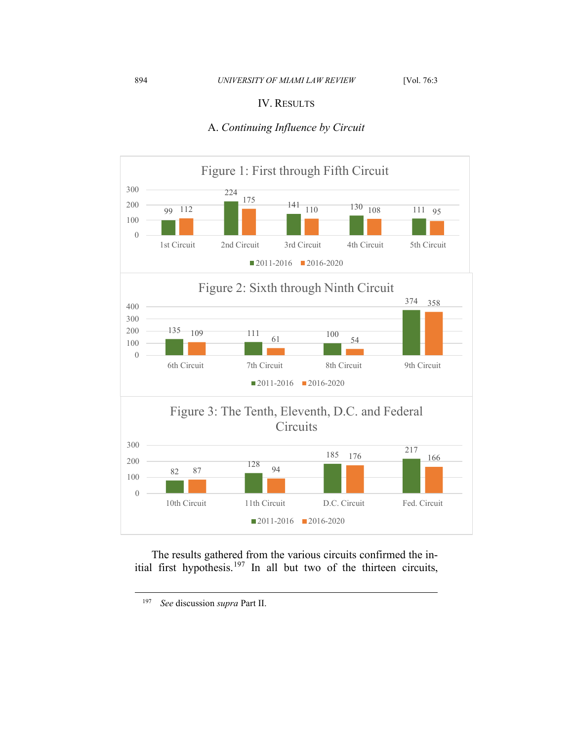## IV. RESULTS

### A. *Continuing Influence by Circuit*

**Figure 1: First through Fifth Circuit**

| Circuit | 2011-2016 | 2016-2020 |
|---|---|---|
| 1st Circuit | 99 | 112 |
| 2nd Circuit | 224 | 175 |
| 3rd Circuit | 141 | 110 |
| 4th Circuit | 130 | 108 |
| 5th Circuit | 111 | 95 |

**Figure 2: Sixth through Ninth Circuit**

| Circuit | 2011-2016 | 2016-2020 |
|---|---|---|
| 6th Circuit | 135 | 109 |
| 7th Circuit | 111 | 61 |
| 8th Circuit | 100 | 54 |
| 9th Circuit | 374 | 358 |

**Figure 3: The Tenth, Eleventh, D.C. and Federal Circuits**

| Circuit | 2011-2016 | 2016-2020 |
|---|---|---|
| 10th Circuit | 82 | 87 |
| 11th Circuit | 128 | 94 |
| D.C. Circuit | 185 | 176 |
| Fed. Circuit | 217 | 166 |

The results gathered from the various circuits confirmed the initial first hypothesis.[197] In all but two of the thirteen circuits,

---

[197] *See* discussion *supra* Part II.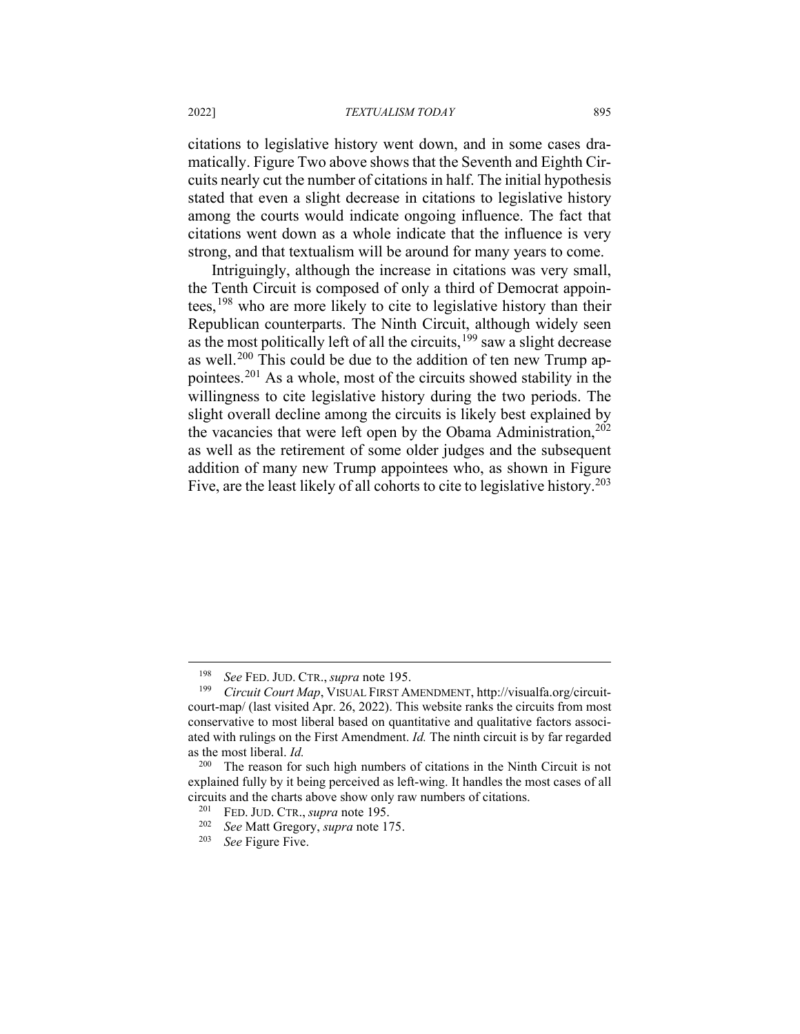citations to legislative history went down, and in some cases dramatically. Figure Two above shows that the Seventh and Eighth Circuits nearly cut the number of citations in half. The initial hypothesis stated that even a slight decrease in citations to legislative history among the courts would indicate ongoing influence. The fact that citations went down as a whole indicate that the influence is very strong, and that textualism will be around for many years to come.

Intriguingly, although the increase in citations was very small, the Tenth Circuit is composed of only a third of Democrat appointees,[198] who are more likely to cite to legislative history than their Republican counterparts. The Ninth Circuit, although widely seen as the most politically left of all the circuits,[199] saw a slight decrease as well.[200] This could be due to the addition of ten new Trump appointees.[201] As a whole, most of the circuits showed stability in the willingness to cite legislative history during the two periods. The slight overall decline among the circuits is likely best explained by the vacancies that were left open by the Obama Administration,[202] as well as the retirement of some older judges and the subsequent addition of many new Trump appointees who, as shown in Figure Five, are the least likely of all cohorts to cite to legislative history.[203]

---

[198] *See* FED. JUD. CTR., *supra* note 195.

[199] *Circuit Court Map*, VISUAL FIRST AMENDMENT, http://visualfa.org/circuit-court-map/ (last visited Apr. 26, 2022). This website ranks the circuits from most conservative to most liberal based on quantitative and qualitative factors associated with rulings on the First Amendment. *Id.* The ninth circuit is by far regarded as the most liberal. *Id.*

[200] The reason for such high numbers of citations in the Ninth Circuit is not explained fully by it being perceived as left-wing. It handles the most cases of all circuits and the charts above show only raw numbers of citations.

[201] FED. JUD. CTR., *supra* note 195.

[202] *See* Matt Gregory, *supra* note 175.

[203] *See* Figure Five.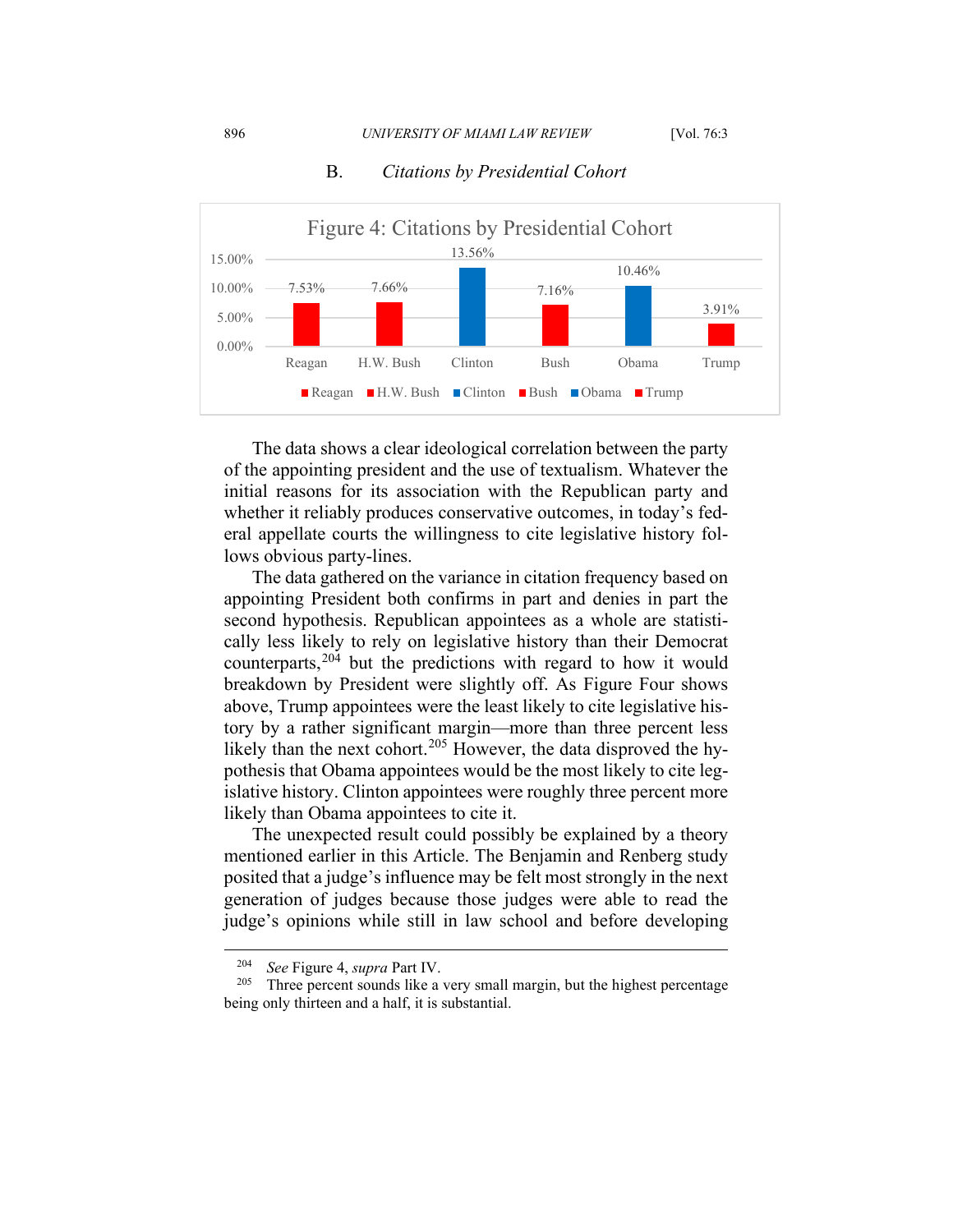### B. *Citations by Presidential Cohort*

Figure 4: Citations by Presidential Cohort

| Reagan | H.W. Bush | Clinton | Bush | Obama | Trump |
|---|---|---|---|---|---|
| 7.53% | 7.66% | 13.56% | 7.16% | 10.46% | 3.91% |

The data shows a clear ideological correlation between the party of the appointing president and the use of textualism. Whatever the initial reasons for its association with the Republican party and whether it reliably produces conservative outcomes, in today's federal appellate courts the willingness to cite legislative history follows obvious party-lines.

The data gathered on the variance in citation frequency based on appointing President both confirms in part and denies in part the second hypothesis. Republican appointees as a whole are statistically less likely to rely on legislative history than their Democrat counterparts,[204] but the predictions with regard to how it would breakdown by President were slightly off. As Figure Four shows above, Trump appointees were the least likely to cite legislative history by a rather significant margin—more than three percent less likely than the next cohort.[205] However, the data disproved the hypothesis that Obama appointees would be the most likely to cite legislative history. Clinton appointees were roughly three percent more likely than Obama appointees to cite it.

The unexpected result could possibly be explained by a theory mentioned earlier in this Article. The Benjamin and Renberg study posited that a judge's influence may be felt most strongly in the next generation of judges because those judges were able to read the judge's opinions while still in law school and before developing

---

[204] *See* Figure 4, *supra* Part IV.

[205] Three percent sounds like a very small margin, but the highest percentage being only thirteen and a half, it is substantial.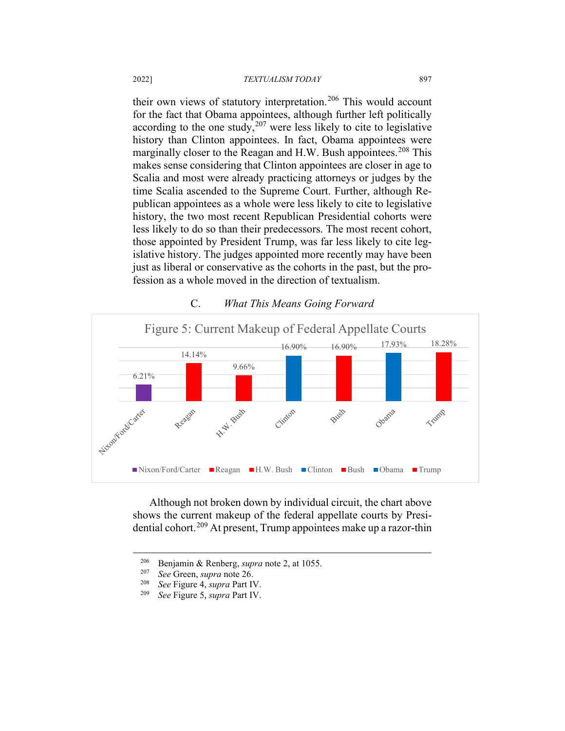their own views of statutory interpretation.[206] This would account for the fact that Obama appointees, although further left politically according to the one study,[207] were less likely to cite to legislative history than Clinton appointees. In fact, Obama appointees were marginally closer to the Reagan and H.W. Bush appointees.[208] This makes sense considering that Clinton appointees are closer in age to Scalia and most were already practicing attorneys or judges by the time Scalia ascended to the Supreme Court. Further, although Republican appointees as a whole were less likely to cite to legislative history, the two most recent Republican Presidential cohorts were less likely to do so than their predecessors. The most recent cohort, those appointed by President Trump, was far less likely to cite legislative history. The judges appointed more recently may have been just as liberal or conservative as the cohorts in the past, but the profession as a whole moved in the direction of textualism.

### C. *What This Means Going Forward*

Figure 5: Current Makeup of Federal Appellate Courts

| Nixon/Ford/Carter | Reagan | H.W. Bush | Clinton | Bush | Obama | Trump |
|---|---|---|---|---|---|---|
| 6.21% | 14.14% | 9.66% | 16.90% | 16.90% | 17.93% | 18.28% |

Although not broken down by individual circuit, the chart above shows the current makeup of the federal appellate courts by Presidential cohort.[209] At present, Trump appointees make up a razor-thin

---

[206] Benjamin & Renberg, *supra* note 2, at 1055.

[207] *See* Green, *supra* note 26.

[208] *See* Figure 4, *supra* Part IV.

[209] *See* Figure 5, *supra* Part IV.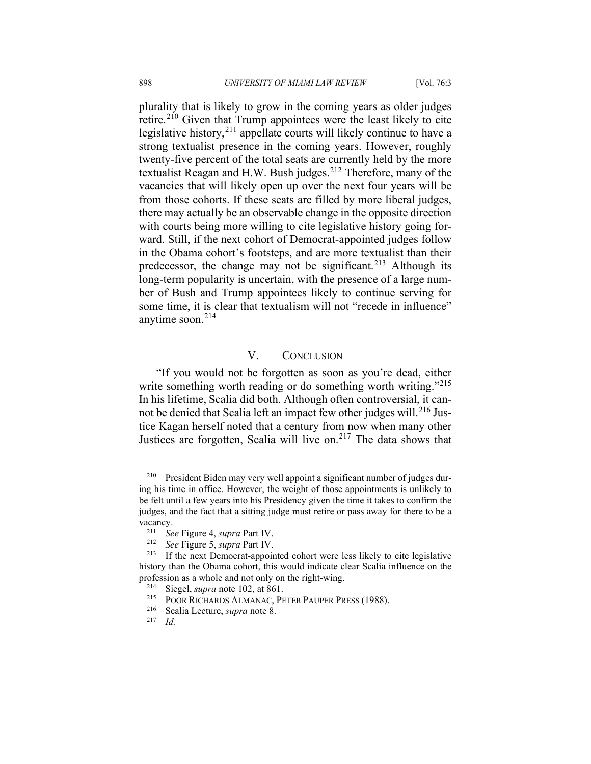plurality that is likely to grow in the coming years as older judges retire.[210] Given that Trump appointees were the least likely to cite legislative history,[211] appellate courts will likely continue to have a strong textualist presence in the coming years. However, roughly twenty-five percent of the total seats are currently held by the more textualist Reagan and H.W. Bush judges.[212] Therefore, many of the vacancies that will likely open up over the next four years will be from those cohorts. If these seats are filled by more liberal judges, there may actually be an observable change in the opposite direction with courts being more willing to cite legislative history going forward. Still, if the next cohort of Democrat-appointed judges follow in the Obama cohort's footsteps, and are more textualist than their predecessor, the change may not be significant.[213] Although its long-term popularity is uncertain, with the presence of a large number of Bush and Trump appointees likely to continue serving for some time, it is clear that textualism will not "recede in influence" anytime soon.[214]

## V. CONCLUSION

"If you would not be forgotten as soon as you're dead, either write something worth reading or do something worth writing."[215] In his lifetime, Scalia did both. Although often controversial, it cannot be denied that Scalia left an impact few other judges will.[216] Justice Kagan herself noted that a century from now when many other Justices are forgotten, Scalia will live on.[217] The data shows that

---

[210] President Biden may very well appoint a significant number of judges during his time in office. However, the weight of those appointments is unlikely to be felt until a few years into his Presidency given the time it takes to confirm the judges, and the fact that a sitting judge must retire or pass away for there to be a vacancy.

[211] *See* Figure 4, *supra* Part IV.

[212] *See* Figure 5, *supra* Part IV.

[213] If the next Democrat-appointed cohort were less likely to cite legislative history than the Obama cohort, this would indicate clear Scalia influence on the profession as a whole and not only on the right-wing.

[214] Siegel, *supra* note 102, at 861.

[215] POOR RICHARDS ALMANAC, PETER PAUPER PRESS (1988).

[216] Scalia Lecture, *supra* note 8.

[217] *Id.*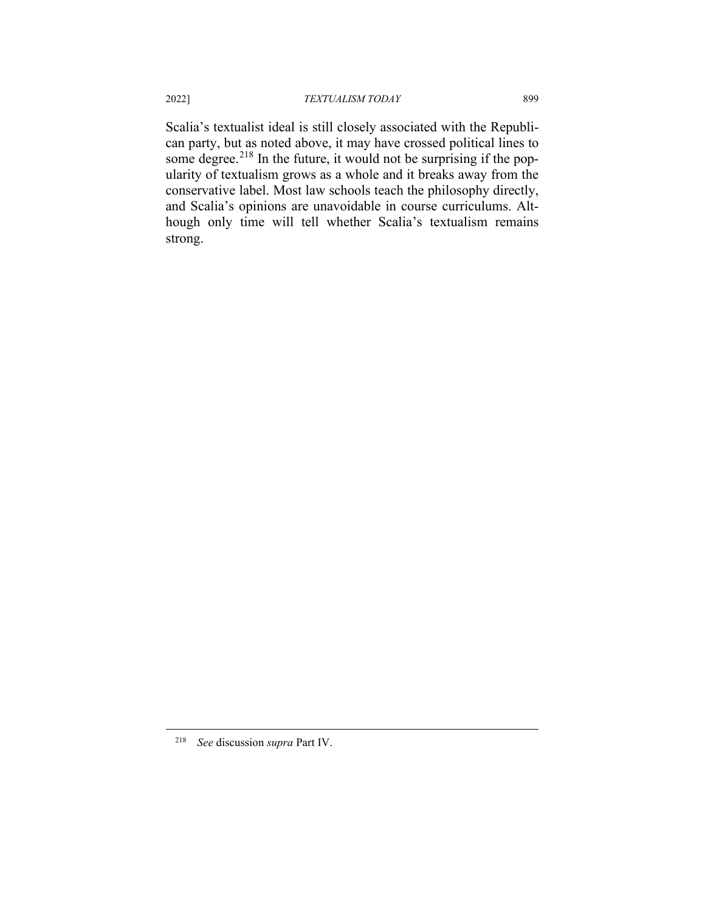Scalia's textualist ideal is still closely associated with the Republican party, but as noted above, it may have crossed political lines to some degree.[218] In the future, it would not be surprising if the popularity of textualism grows as a whole and it breaks away from the conservative label. Most law schools teach the philosophy directly, and Scalia's opinions are unavoidable in course curriculums. Although only time will tell whether Scalia's textualism remains strong.

---

[218] *See* discussion *supra* Part IV.